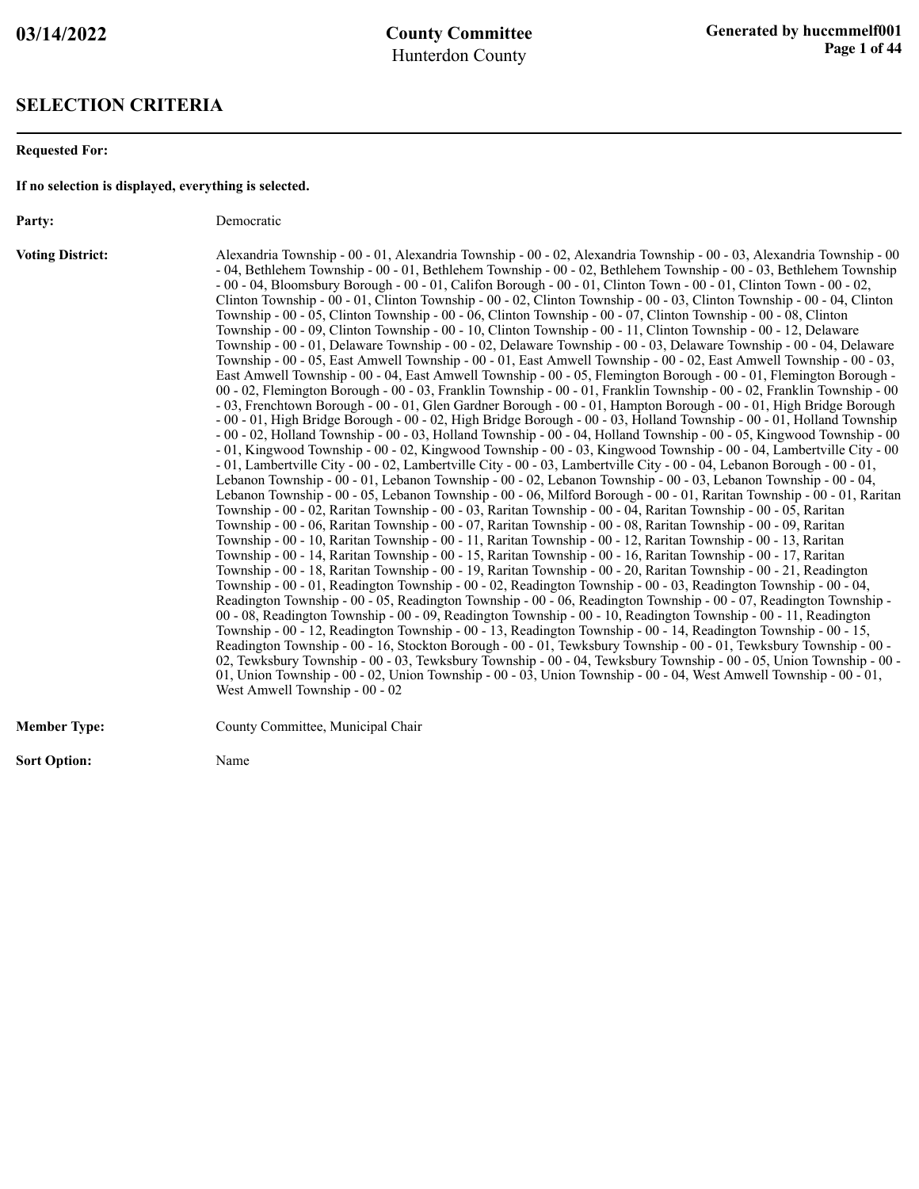# County Committee
Hunterdon County

03/14/2022

Generated by huccmmelf001

## SELECTION CRITERIA

**Requested For:**

**If no selection is displayed, everything is selected.**

**Party:** Democratic

**Voting District:** Alexandria Township - 00 - 01, Alexandria Township - 00 - 02, Alexandria Township - 00 - 03, Alexandria Township - 00 - 04, Bethlehem Township - 00 - 01, Bethlehem Township - 00 - 02, Bethlehem Township - 00 - 03, Bethlehem Township - 00 - 04, Bloomsbury Borough - 00 - 01, Califon Borough - 00 - 01, Clinton Town - 00 - 01, Clinton Town - 00 - 02, Clinton Township - 00 - 01, Clinton Township - 00 - 02, Clinton Township - 00 - 03, Clinton Township - 00 - 04, Clinton Township - 00 - 05, Clinton Township - 00 - 06, Clinton Township - 00 - 07, Clinton Township - 00 - 08, Clinton Township - 00 - 09, Clinton Township - 00 - 10, Clinton Township - 00 - 11, Clinton Township - 00 - 12, Delaware Township - 00 - 01, Delaware Township - 00 - 02, Delaware Township - 00 - 03, Delaware Township - 00 - 04, Delaware Township - 00 - 05, East Amwell Township - 00 - 01, East Amwell Township - 00 - 02, East Amwell Township - 00 - 03, East Amwell Township - 00 - 04, East Amwell Township - 00 - 05, Flemington Borough - 00 - 01, Flemington Borough - 00 - 02, Flemington Borough - 00 - 03, Franklin Township - 00 - 01, Franklin Township - 00 - 02, Franklin Township - 00 - 03, Frenchtown Borough - 00 - 01, Glen Gardner Borough - 00 - 01, Hampton Borough - 00 - 01, High Bridge Borough - 00 - 01, High Bridge Borough - 00 - 02, High Bridge Borough - 00 - 03, Holland Township - 00 - 01, Holland Township - 00 - 02, Holland Township - 00 - 03, Holland Township - 00 - 04, Holland Township - 00 - 05, Kingwood Township - 00 - 01, Kingwood Township - 00 - 02, Kingwood Township - 00 - 03, Kingwood Township - 00 - 04, Lambertville City - 00 - 01, Lambertville City - 00 - 02, Lambertville City - 00 - 03, Lambertville City - 00 - 04, Lebanon Borough - 00 - 01, Lebanon Township - 00 - 01, Lebanon Township - 00 - 02, Lebanon Township - 00 - 03, Lebanon Township - 00 - 04, Lebanon Township - 00 - 05, Lebanon Township - 00 - 06, Milford Borough - 00 - 01, Raritan Township - 00 - 01, Raritan Township - 00 - 02, Raritan Township - 00 - 03, Raritan Township - 00 - 04, Raritan Township - 00 - 05, Raritan Township - 00 - 06, Raritan Township - 00 - 07, Raritan Township - 00 - 08, Raritan Township - 00 - 09, Raritan Township - 00 - 10, Raritan Township - 00 - 11, Raritan Township - 00 - 12, Raritan Township - 00 - 13, Raritan Township - 00 - 14, Raritan Township - 00 - 15, Raritan Township - 00 - 16, Raritan Township - 00 - 17, Raritan Township - 00 - 18, Raritan Township - 00 - 19, Raritan Township - 00 - 20, Raritan Township - 00 - 21, Readington Township - 00 - 01, Readington Township - 00 - 02, Readington Township - 00 - 03, Readington Township - 00 - 04, Readington Township - 00 - 05, Readington Township - 00 - 06, Readington Township - 00 - 07, Readington Township - 00 - 08, Readington Township - 00 - 09, Readington Township - 00 - 10, Readington Township - 00 - 11, Readington Township - 00 - 12, Readington Township - 00 - 13, Readington Township - 00 - 14, Readington Township - 00 - 15, Readington Township - 00 - 16, Stockton Borough - 00 - 01, Tewksbury Township - 00 - 01, Tewksbury Township - 00 - 02, Tewksbury Township - 00 - 03, Tewksbury Township - 00 - 04, Tewksbury Township - 00 - 05, Union Township - 00 - 01, Union Township - 00 - 02, Union Township - 00 - 03, Union Township - 00 - 04, West Amwell Township - 00 - 01, West Amwell Township - 00 - 02

**Member Type:** County Committee, Municipal Chair

**Sort Option:** Name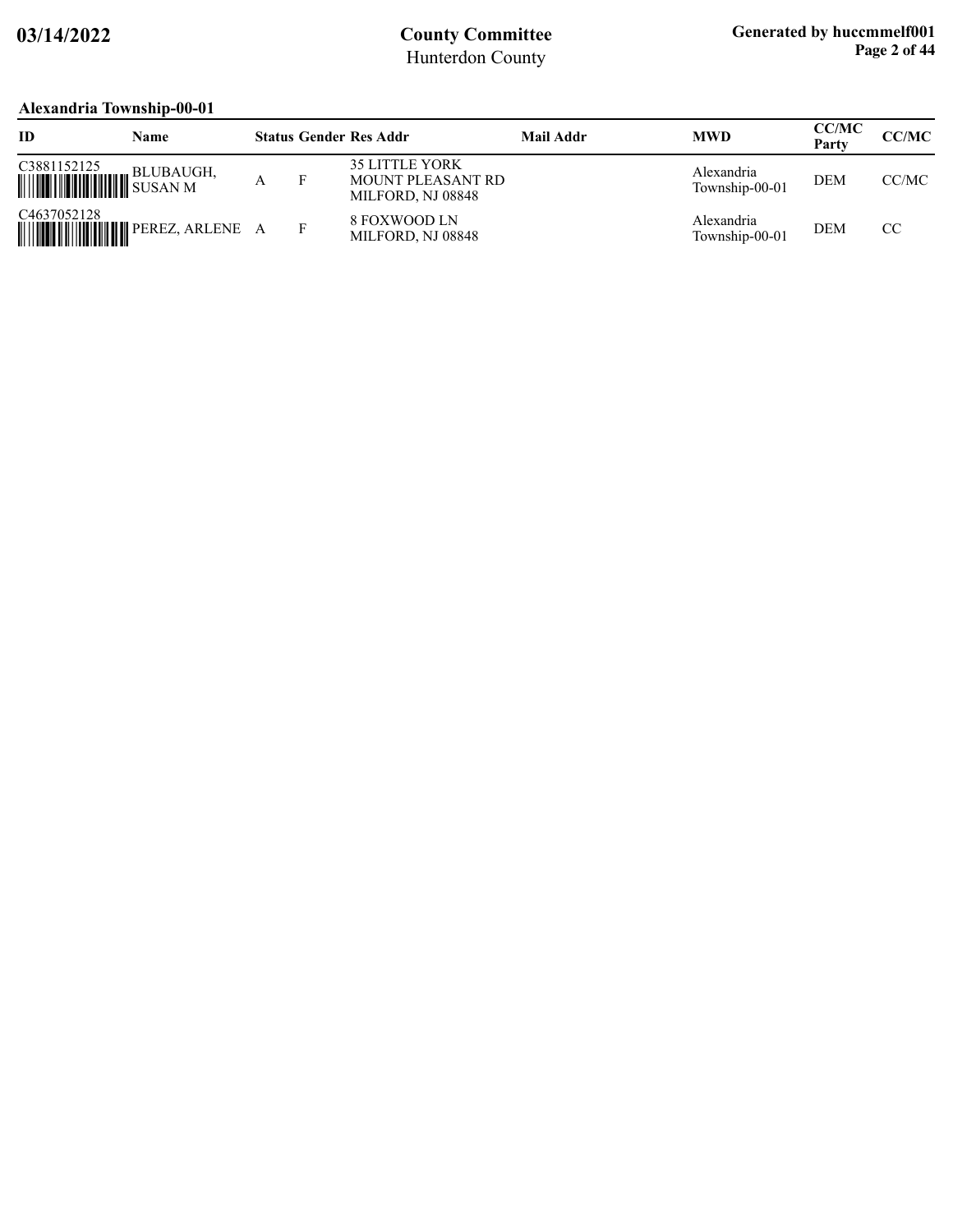## Alexandria Township-00-01

| ID | Name | Status | Gender | Res Addr | Mail Addr | MWD | CC/MC Party | CC/MC |
|---|---|---|---|---|---|---|---|---|
| C3881152125 | BLUBAUGH, SUSAN M | A | F | 35 LITTLE YORK MOUNT PLEASANT RD MILFORD, NJ 08848 | | Alexandria Township-00-01 | DEM | CC/MC |
| C4637052128 | PEREZ, ARLENE | A | F | 8 FOXWOOD LN MILFORD, NJ 08848 | | Alexandria Township-00-01 | DEM | CC |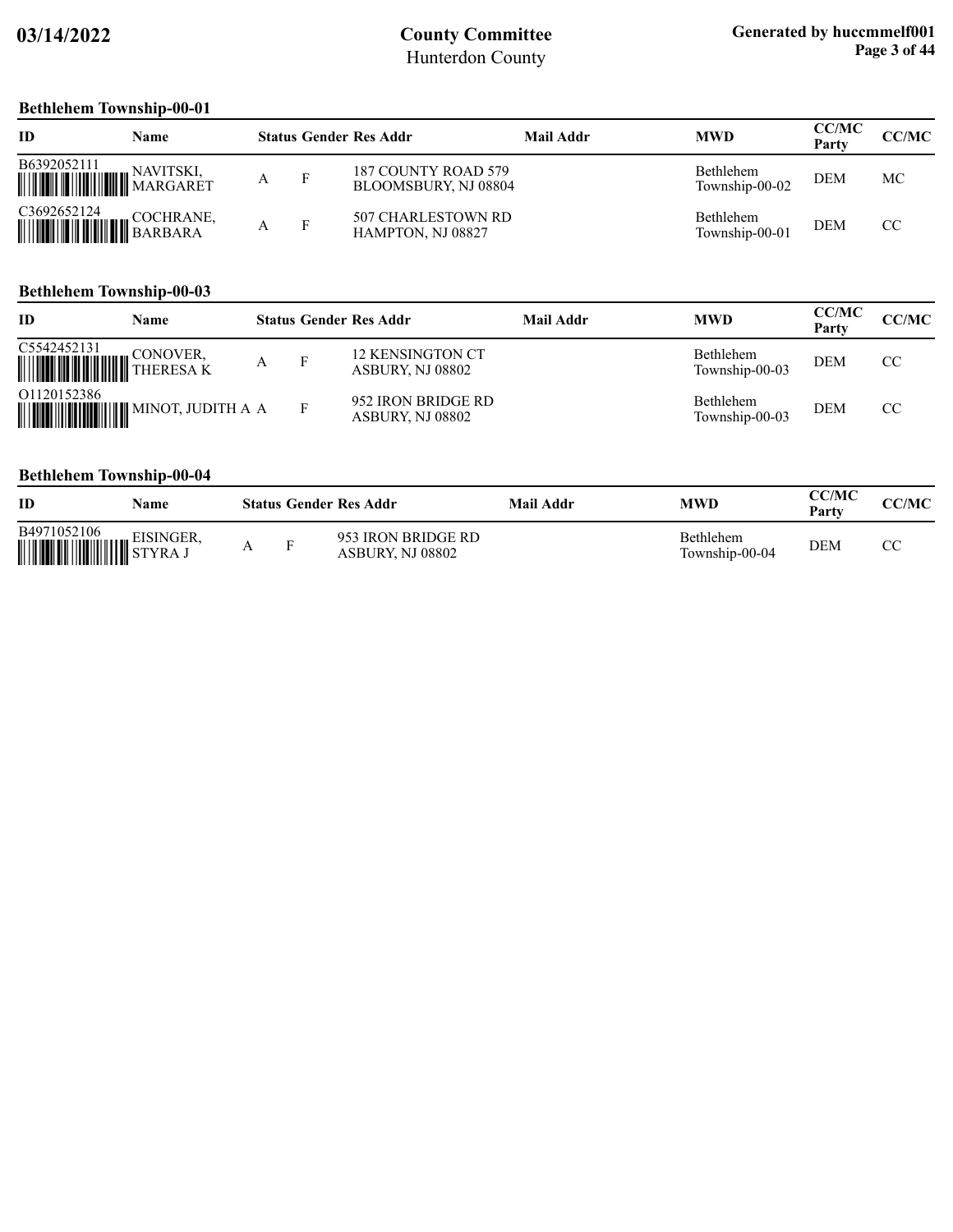## Bethlehem Township-00-01

| ID | Name | Status | Gender | Res Addr | Mail Addr | MWD | CC/MC Party | CC/MC |
|---|---|---|---|---|---|---|---|---|
| B6392052111 | NAVITSKI, MARGARET | A | F | 187 COUNTY ROAD 579 BLOOMSBURY, NJ 08804 | | Bethlehem Township-00-02 | DEM | MC |
| C3692652124 | COCHRANE, BARBARA | A | F | 507 CHARLESTOWN RD HAMPTON, NJ 08827 | | Bethlehem Township-00-01 | DEM | CC |

## Bethlehem Township-00-03

| ID | Name | Status | Gender | Res Addr | Mail Addr | MWD | CC/MC Party | CC/MC |
|---|---|---|---|---|---|---|---|---|
| C5542452131 | CONOVER, THERESA K | A | F | 12 KENSINGTON CT ASBURY, NJ 08802 | | Bethlehem Township-00-03 | DEM | CC |
| O1120152386 | MINOT, JUDITH A | A | F | 952 IRON BRIDGE RD ASBURY, NJ 08802 | | Bethlehem Township-00-03 | DEM | CC |

## Bethlehem Township-00-04

| ID | Name | Status | Gender | Res Addr | Mail Addr | MWD | CC/MC Party | CC/MC |
|---|---|---|---|---|---|---|---|---|
| B4971052106 | EISINGER, STYRA J | A | F | 953 IRON BRIDGE RD ASBURY, NJ 08802 | | Bethlehem Township-00-04 | DEM | CC |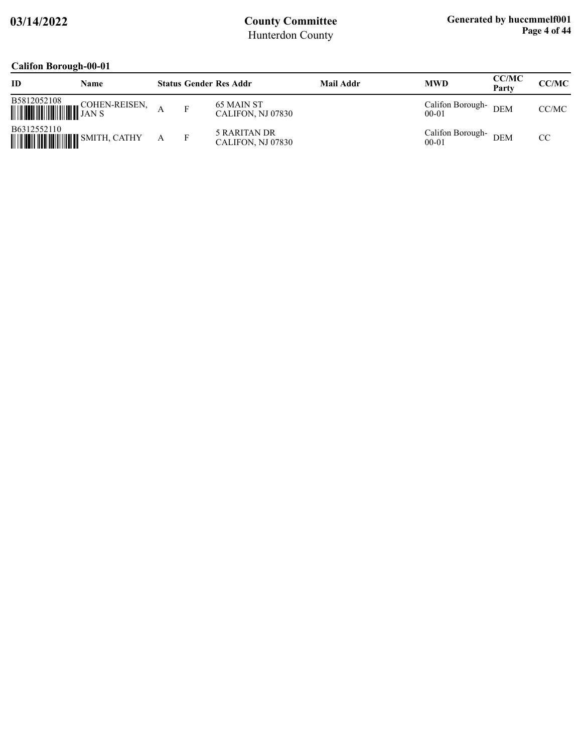## Califon Borough-00-01

| ID | Name | Status | Gender | Res Addr | Mail Addr | MWD | CC/MC Party | CC/MC |
|---|---|---|---|---|---|---|---|---|
| B5812052108 | COHEN-REISEN, JAN S | A | F | 65 MAIN ST CALIFON, NJ 07830 | | Califon Borough-00-01 | DEM | CC/MC |
| B6312552110 | SMITH, CATHY | A | F | 5 RARITAN DR CALIFON, NJ 07830 | | Califon Borough-00-01 | DEM | CC |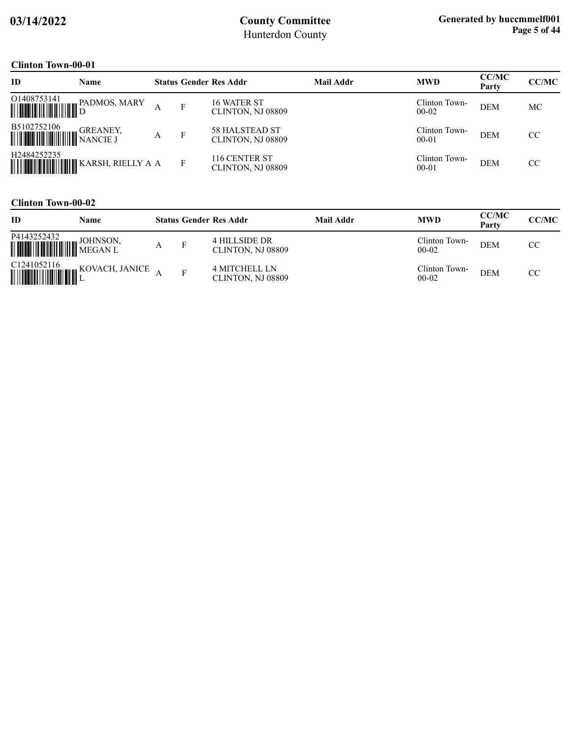## Clinton Town-00-01

| ID | Name | Status | Gender | Res Addr | Mail Addr | MWD | CC/MC Party | CC/MC |
|---|---|---|---|---|---|---|---|---|
| O1408753141 | PADMOS, MARY D | A | F | 16 WATER ST CLINTON, NJ 08809 | | Clinton Town-00-02 | DEM | MC |
| B5102752106 | GREANEY, NANCIE J | A | F | 58 HALSTEAD ST CLINTON, NJ 08809 | | Clinton Town-00-01 | DEM | CC |
| H2484252235 | KARSH, RIELLY A | A | F | 116 CENTER ST CLINTON, NJ 08809 | | Clinton Town-00-01 | DEM | CC |

## Clinton Town-00-02

| ID | Name | Status | Gender | Res Addr | Mail Addr | MWD | CC/MC Party | CC/MC |
|---|---|---|---|---|---|---|---|---|
| P4143252432 | JOHNSON, MEGAN L | A | F | 4 HILLSIDE DR CLINTON, NJ 08809 | | Clinton Town-00-02 | DEM | CC |
| C1241052116 | KOVACH, JANICE L | A | F | 4 MITCHELL LN CLINTON, NJ 08809 | | Clinton Town-00-02 | DEM | CC |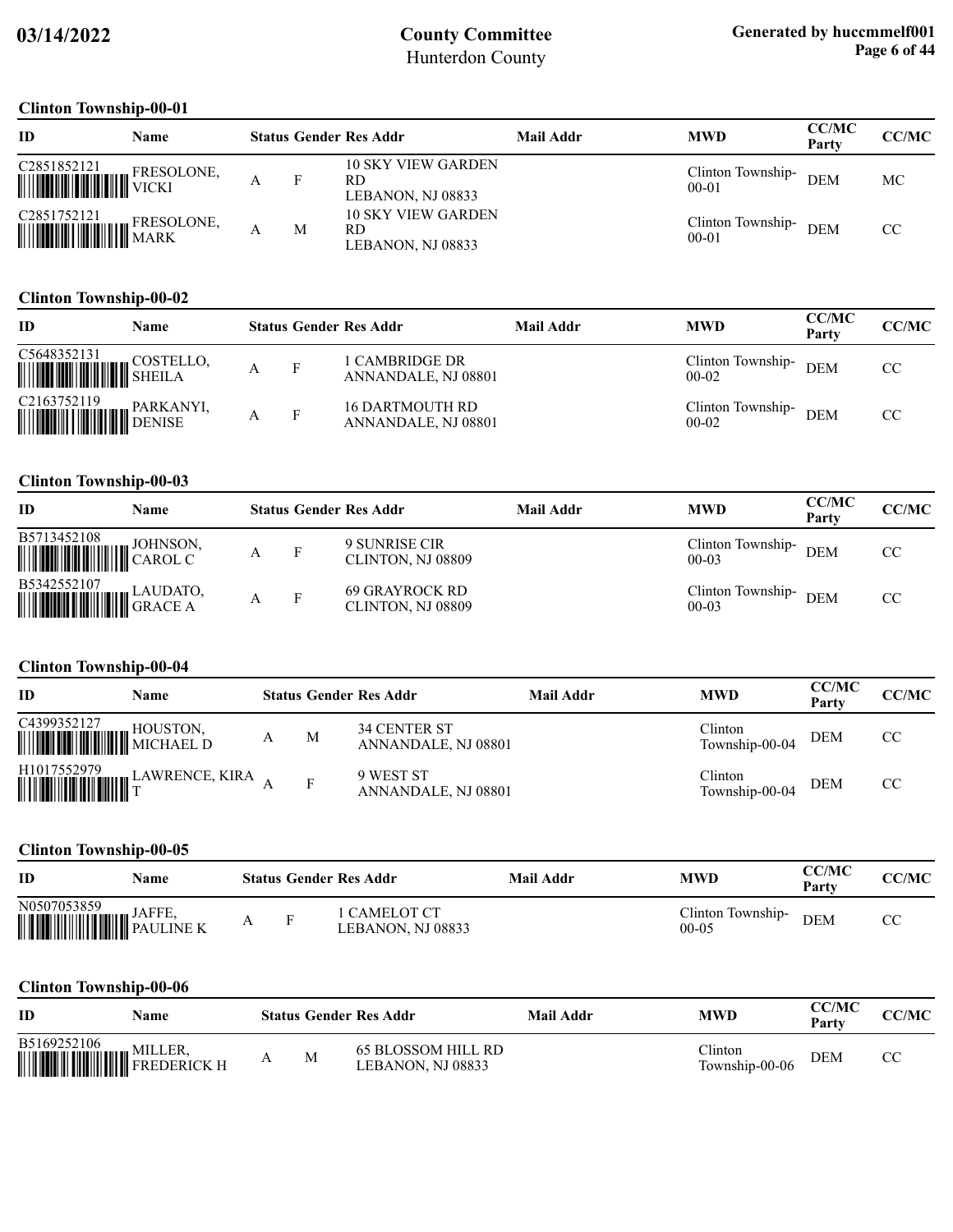## Clinton Township-00-01

| ID | Name | Status | Gender | Res Addr | Mail Addr | MWD | CC/MC Party | CC/MC |
|---|---|---|---|---|---|---|---|---|
| C2851852121 | FRESOLONE, VICKI | A | F | 10 SKY VIEW GARDEN RD LEBANON, NJ 08833 | | Clinton Township-00-01 | DEM | MC |
| C2851752121 | FRESOLONE, MARK | A | M | 10 SKY VIEW GARDEN RD LEBANON, NJ 08833 | | Clinton Township-00-01 | DEM | CC |

## Clinton Township-00-02

| ID | Name | Status | Gender | Res Addr | Mail Addr | MWD | CC/MC Party | CC/MC |
|---|---|---|---|---|---|---|---|---|
| C5648352131 | COSTELLO, SHEILA | A | F | 1 CAMBRIDGE DR ANNANDALE, NJ 08801 | | Clinton Township-00-02 | DEM | CC |
| C2163752119 | PARKANYI, DENISE | A | F | 16 DARTMOUTH RD ANNANDALE, NJ 08801 | | Clinton Township-00-02 | DEM | CC |

## Clinton Township-00-03

| ID | Name | Status | Gender | Res Addr | Mail Addr | MWD | CC/MC Party | CC/MC |
|---|---|---|---|---|---|---|---|---|
| B5713452108 | JOHNSON, CAROL C | A | F | 9 SUNRISE CIR CLINTON, NJ 08809 | | Clinton Township-00-03 | DEM | CC |
| B5342552107 | LAUDATO, GRACE A | A | F | 69 GRAYROCK RD CLINTON, NJ 08809 | | Clinton Township-00-03 | DEM | CC |

## Clinton Township-00-04

| ID | Name | Status | Gender | Res Addr | Mail Addr | MWD | CC/MC Party | CC/MC |
|---|---|---|---|---|---|---|---|---|
| C4399352127 | HOUSTON, MICHAEL D | A | M | 34 CENTER ST ANNANDALE, NJ 08801 | | Clinton Township-00-04 | DEM | CC |
| H1017552979 | LAWRENCE, KIRA T | A | F | 9 WEST ST ANNANDALE, NJ 08801 | | Clinton Township-00-04 | DEM | CC |

## Clinton Township-00-05

| ID | Name | Status | Gender | Res Addr | Mail Addr | MWD | CC/MC Party | CC/MC |
|---|---|---|---|---|---|---|---|---|
| N0507053859 | JAFFE, PAULINE K | A | F | 1 CAMELOT CT LEBANON, NJ 08833 | | Clinton Township-00-05 | DEM | CC |

## Clinton Township-00-06

| ID | Name | Status | Gender | Res Addr | Mail Addr | MWD | CC/MC Party | CC/MC |
|---|---|---|---|---|---|---|---|---|
| B5169252106 | MILLER, FREDERICK H | A | M | 65 BLOSSOM HILL RD LEBANON, NJ 08833 | | Clinton Township-00-06 | DEM | CC |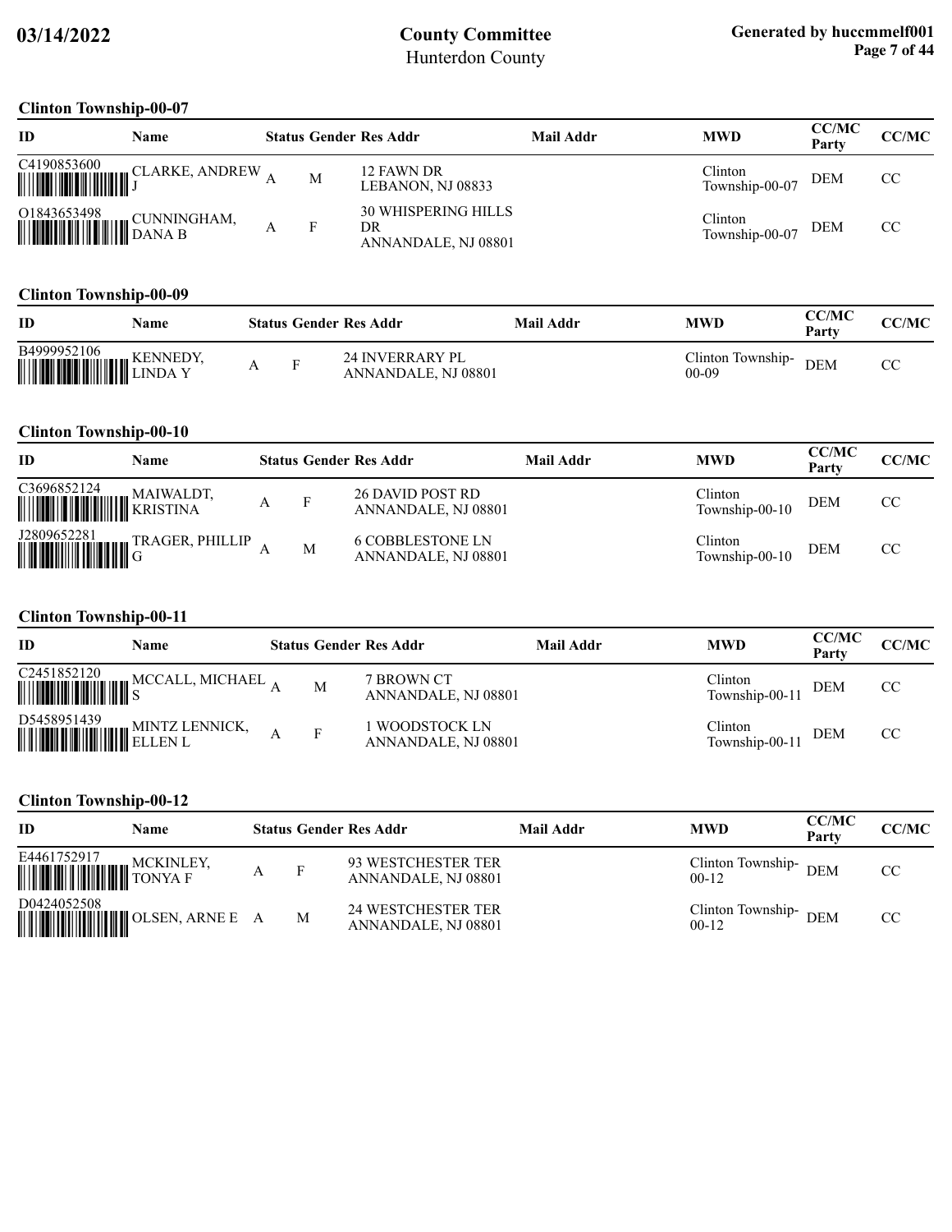# County Committee
Hunterdon County

03/14/2022

Generated by huccmmelf001

## Clinton Township-00-07

| ID | Name | Status | Gender | Res Addr | Mail Addr | MWD | CC/MC Party | CC/MC |
|---|---|---|---|---|---|---|---|---|
| C4190853600 | CLARKE, ANDREW J | A | M | 12 FAWN DR LEBANON, NJ 08833 | | Clinton Township-00-07 | DEM | CC |
| O1843653498 | CUNNINGHAM, DANA B | A | F | 30 WHISPERING HILLS DR ANNANDALE, NJ 08801 | | Clinton Township-00-07 | DEM | CC |

## Clinton Township-00-09

| ID | Name | Status | Gender | Res Addr | Mail Addr | MWD | CC/MC Party | CC/MC |
|---|---|---|---|---|---|---|---|---|
| B4999952106 | KENNEDY, LINDA Y | A | F | 24 INVERRARY PL ANNANDALE, NJ 08801 | | Clinton Township-00-09 | DEM | CC |

## Clinton Township-00-10

| ID | Name | Status | Gender | Res Addr | Mail Addr | MWD | CC/MC Party | CC/MC |
|---|---|---|---|---|---|---|---|---|
| C3696852124 | MAIWALDT, KRISTINA | A | F | 26 DAVID POST RD ANNANDALE, NJ 08801 | | Clinton Township-00-10 | DEM | CC |
| J2809652281 | TRAGER, PHILLIP G | A | M | 6 COBBLESTONE LN ANNANDALE, NJ 08801 | | Clinton Township-00-10 | DEM | CC |

## Clinton Township-00-11

| ID | Name | Status | Gender | Res Addr | Mail Addr | MWD | CC/MC Party | CC/MC |
|---|---|---|---|---|---|---|---|---|
| C2451852120 | MCCALL, MICHAEL S | A | M | 7 BROWN CT ANNANDALE, NJ 08801 | | Clinton Township-00-11 | DEM | CC |
| D5458951439 | MINTZ LENNICK, ELLEN L | A | F | 1 WOODSTOCK LN ANNANDALE, NJ 08801 | | Clinton Township-00-11 | DEM | CC |

## Clinton Township-00-12

| ID | Name | Status | Gender | Res Addr | Mail Addr | MWD | CC/MC Party | CC/MC |
|---|---|---|---|---|---|---|---|---|
| E4461752917 | MCKINLEY, TONYA F | A | F | 93 WESTCHESTER TER ANNANDALE, NJ 08801 | | Clinton Township-00-12 | DEM | CC |
| D0424052508 | OLSEN, ARNE E | A | M | 24 WESTCHESTER TER ANNANDALE, NJ 08801 | | Clinton Township-00-12 | DEM | CC |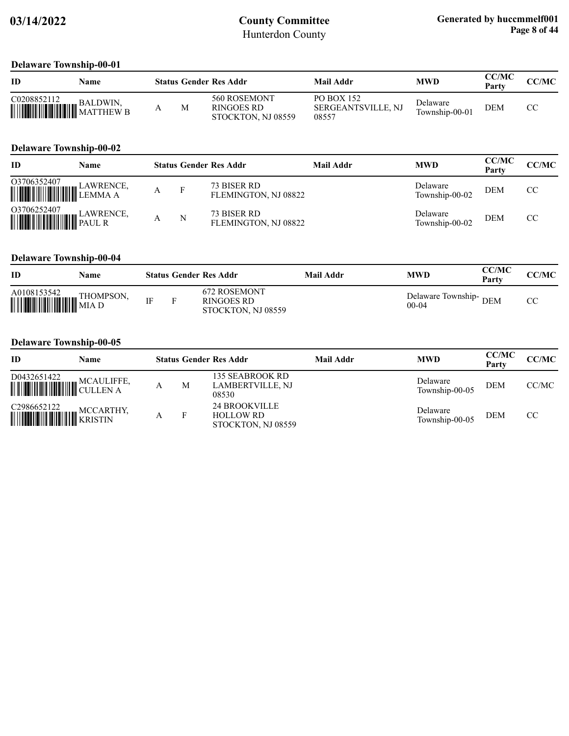# County Committee
Hunterdon County

03/14/2022

Generated by huccmmelf001

### Delaware Township-00-01

| ID | Name | Status | Gender | Res Addr | Mail Addr | MWD | CC/MC Party | CC/MC |
|---|---|---|---|---|---|---|---|---|
| C0208852112 | BALDWIN, MATTHEW B | A | M | 560 ROSEMONT RINGOES RD STOCKTON, NJ 08559 | PO BOX 152 SERGEANTSVILLE, NJ 08557 | Delaware Township-00-01 | DEM | CC |

### Delaware Township-00-02

| ID | Name | Status | Gender | Res Addr | Mail Addr | MWD | CC/MC Party | CC/MC |
|---|---|---|---|---|---|---|---|---|
| O3706352407 | LAWRENCE, LEMMA A | A | F | 73 BISER RD FLEMINGTON, NJ 08822 | | Delaware Township-00-02 | DEM | CC |
| O3706252407 | LAWRENCE, PAUL R | A | N | 73 BISER RD FLEMINGTON, NJ 08822 | | Delaware Township-00-02 | DEM | CC |

### Delaware Township-00-04

| ID | Name | Status | Gender | Res Addr | Mail Addr | MWD | CC/MC Party | CC/MC |
|---|---|---|---|---|---|---|---|---|
| A0108153542 | THOMPSON, MIA D | IF | F | 672 ROSEMONT RINGOES RD STOCKTON, NJ 08559 | | Delaware Township-00-04 | DEM | CC |

### Delaware Township-00-05

| ID | Name | Status | Gender | Res Addr | Mail Addr | MWD | CC/MC Party | CC/MC |
|---|---|---|---|---|---|---|---|---|
| D0432651422 | MCAULIFFE, CULLEN A | A | M | 135 SEABROOK RD LAMBERTVILLE, NJ 08530 | | Delaware Township-00-05 | DEM | CC/MC |
| C2986652122 | MCCARTHY, KRISTIN | A | F | 24 BROOKVILLE HOLLOW RD STOCKTON, NJ 08559 | | Delaware Township-00-05 | DEM | CC |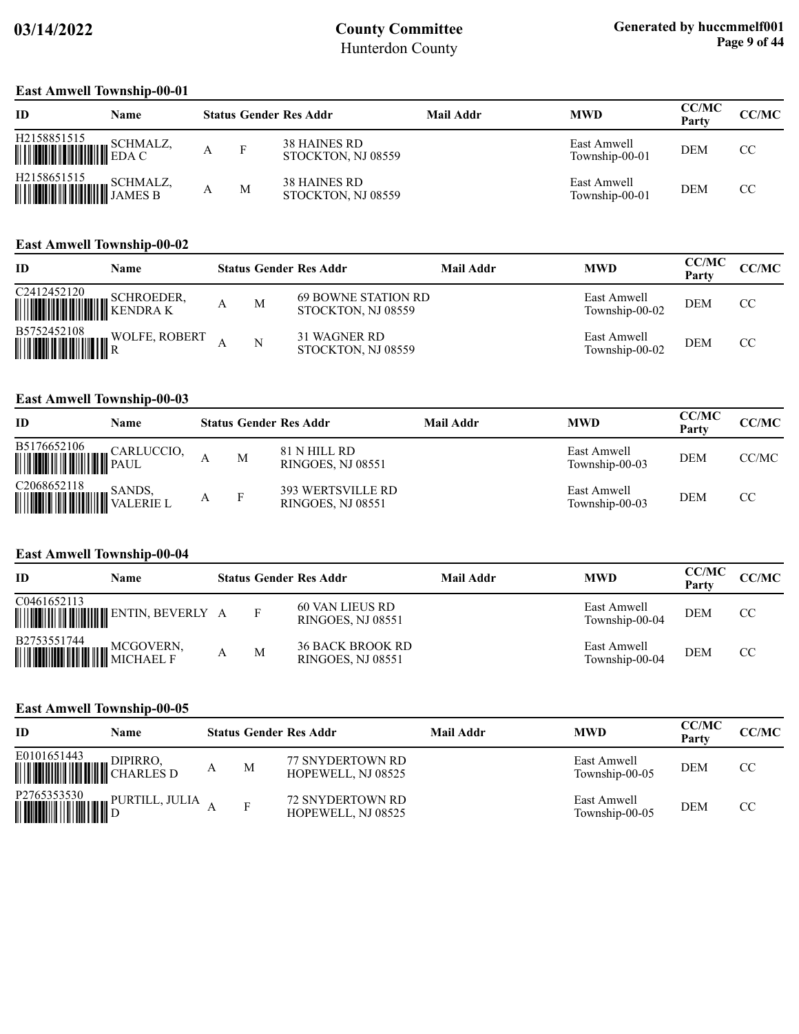## East Amwell Township-00-01

| ID | Name | Status | Gender | Res Addr | Mail Addr | MWD | CC/MC Party | CC/MC |
|---|---|---|---|---|---|---|---|---|
| H2158851515 | SCHMALZ, EDA C | A | F | 38 HAINES RD STOCKTON, NJ 08559 | | East Amwell Township-00-01 | DEM | CC |
| H2158651515 | SCHMALZ, JAMES B | A | M | 38 HAINES RD STOCKTON, NJ 08559 | | East Amwell Township-00-01 | DEM | CC |

## East Amwell Township-00-02

| ID | Name | Status | Gender | Res Addr | Mail Addr | MWD | CC/MC Party | CC/MC |
|---|---|---|---|---|---|---|---|---|
| C2412452120 | SCHROEDER, KENDRA K | A | M | 69 BOWNE STATION RD STOCKTON, NJ 08559 | | East Amwell Township-00-02 | DEM | CC |
| B5752452108 | WOLFE, ROBERT R | A | N | 31 WAGNER RD STOCKTON, NJ 08559 | | East Amwell Township-00-02 | DEM | CC |

## East Amwell Township-00-03

| ID | Name | Status | Gender | Res Addr | Mail Addr | MWD | CC/MC Party | CC/MC |
|---|---|---|---|---|---|---|---|---|
| B5176652106 | CARLUCCIO, PAUL | A | M | 81 N HILL RD RINGOES, NJ 08551 | | East Amwell Township-00-03 | DEM | CC/MC |
| C2068652118 | SANDS, VALERIE L | A | F | 393 WERTSVILLE RD RINGOES, NJ 08551 | | East Amwell Township-00-03 | DEM | CC |

## East Amwell Township-00-04

| ID | Name | Status | Gender | Res Addr | Mail Addr | MWD | CC/MC Party | CC/MC |
|---|---|---|---|---|---|---|---|---|
| C0461652113 | ENTIN, BEVERLY | A | F | 60 VAN LIEUS RD RINGOES, NJ 08551 | | East Amwell Township-00-04 | DEM | CC |
| B2753551744 | MCGOVERN, MICHAEL F | A | M | 36 BACK BROOK RD RINGOES, NJ 08551 | | East Amwell Township-00-04 | DEM | CC |

## East Amwell Township-00-05

| ID | Name | Status | Gender | Res Addr | Mail Addr | MWD | CC/MC Party | CC/MC |
|---|---|---|---|---|---|---|---|---|
| E0101651443 | DIPIRRO, CHARLES D | A | M | 77 SNYDERTOWN RD HOPEWELL, NJ 08525 | | East Amwell Township-00-05 | DEM | CC |
| P2765353530 | PURTILL, JULIA D | A | F | 72 SNYDERTOWN RD HOPEWELL, NJ 08525 | | East Amwell Township-00-05 | DEM | CC |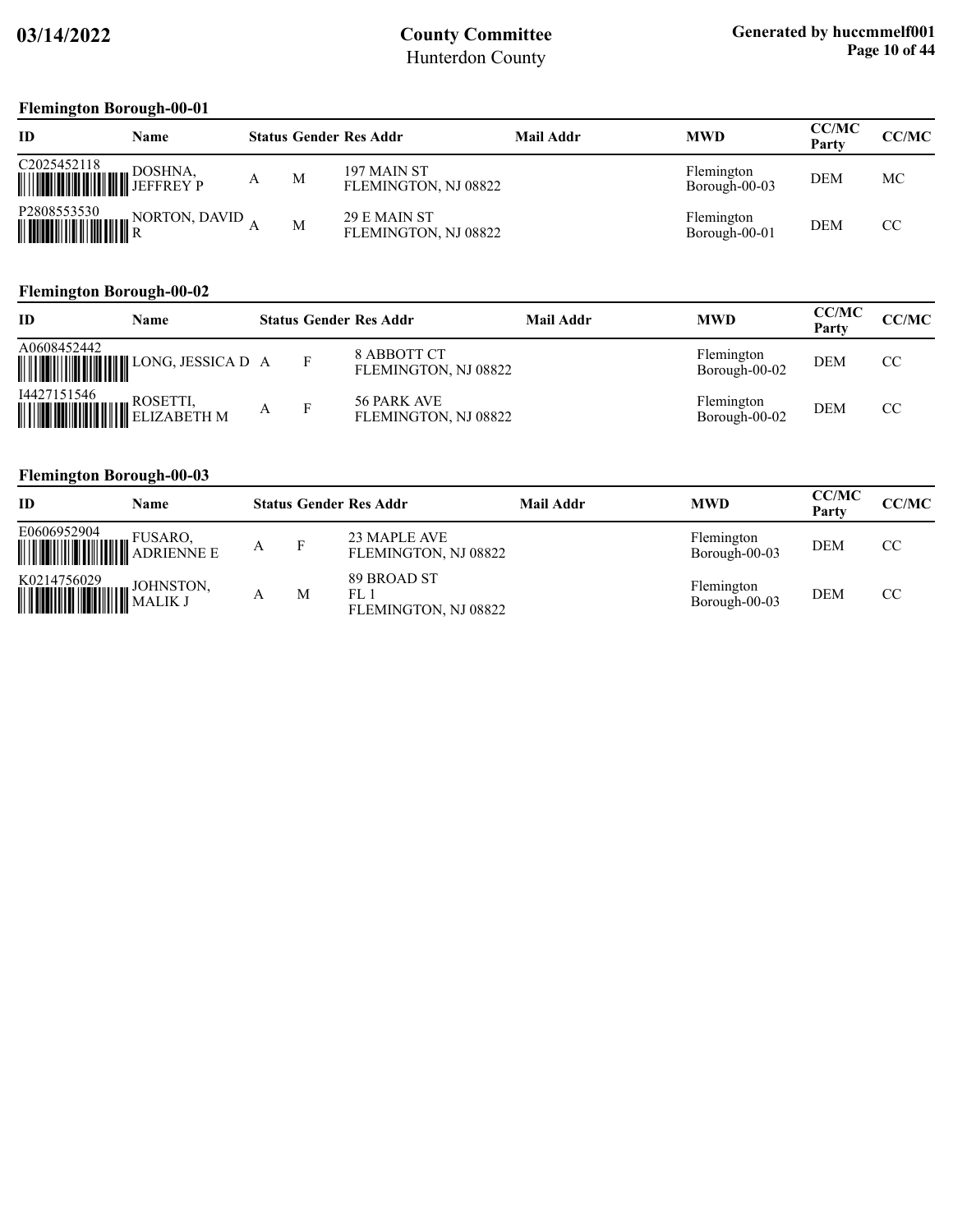## Flemington Borough-00-01

| ID | Name | Status | Gender | Res Addr | Mail Addr | MWD | CC/MC Party | CC/MC |
|---|---|---|---|---|---|---|---|---|
| C2025452118 | DOSHNA, JEFFREY P | A | M | 197 MAIN ST FLEMINGTON, NJ 08822 | | Flemington Borough-00-03 | DEM | MC |
| P2808553530 | NORTON, DAVID R | A | M | 29 E MAIN ST FLEMINGTON, NJ 08822 | | Flemington Borough-00-01 | DEM | CC |

## Flemington Borough-00-02

| ID | Name | Status | Gender | Res Addr | Mail Addr | MWD | CC/MC Party | CC/MC |
|---|---|---|---|---|---|---|---|---|
| A0608452442 | LONG, JESSICA D | A | F | 8 ABBOTT CT FLEMINGTON, NJ 08822 | | Flemington Borough-00-02 | DEM | CC |
| I4427151546 | ROSETTI, ELIZABETH M | A | F | 56 PARK AVE FLEMINGTON, NJ 08822 | | Flemington Borough-00-02 | DEM | CC |

## Flemington Borough-00-03

| ID | Name | Status | Gender | Res Addr | Mail Addr | MWD | CC/MC Party | CC/MC |
|---|---|---|---|---|---|---|---|---|
| E0606952904 | FUSARO, ADRIENNE E | A | F | 23 MAPLE AVE FLEMINGTON, NJ 08822 | | Flemington Borough-00-03 | DEM | CC |
| K0214756029 | JOHNSTON, MALIK J | A | M | 89 BROAD ST FL 1 FLEMINGTON, NJ 08822 | | Flemington Borough-00-03 | DEM | CC |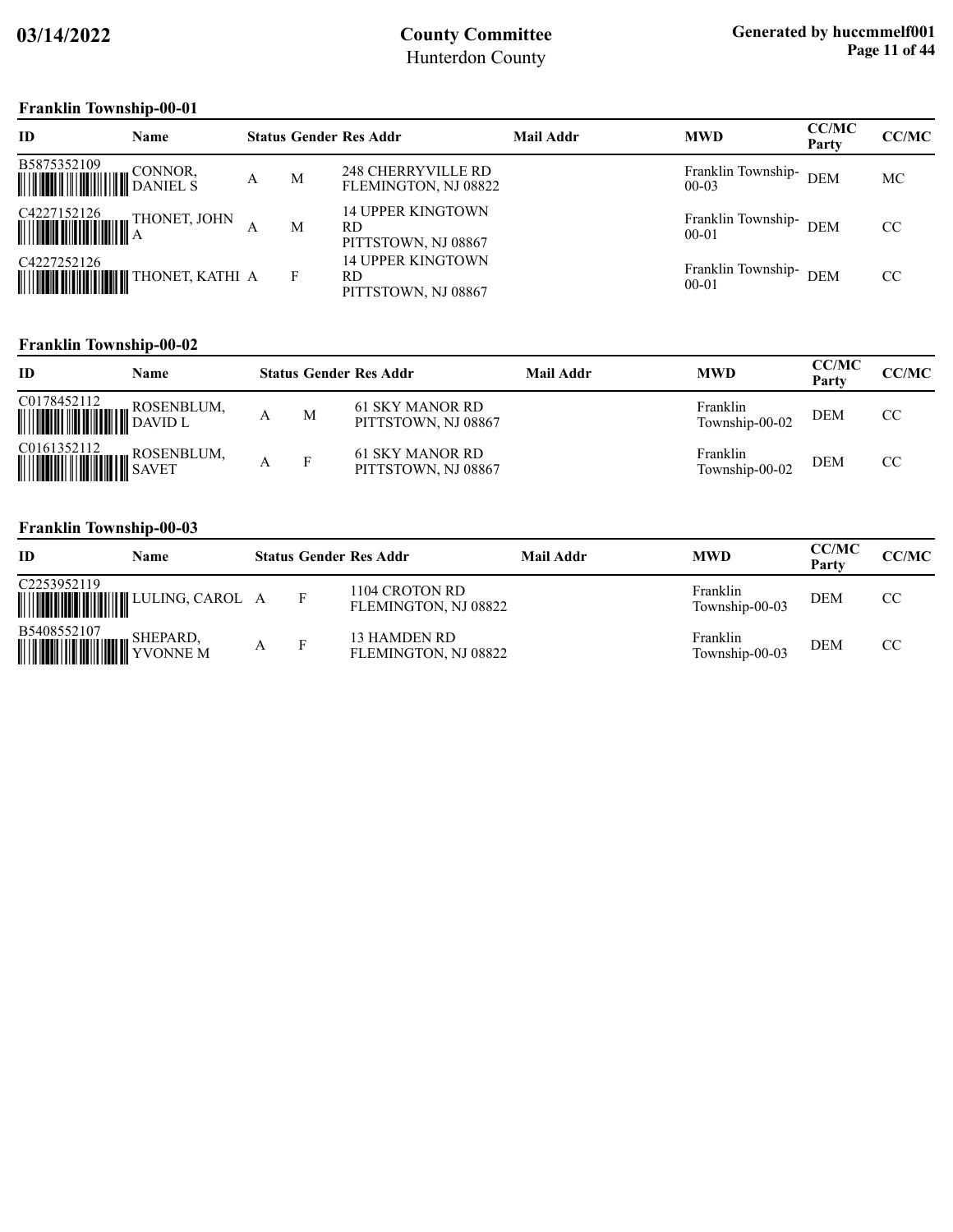## Franklin Township-00-01

| ID | Name | Status | Gender | Res Addr | Mail Addr | MWD | CC/MC Party | CC/MC |
|---|---|---|---|---|---|---|---|---|
| B5875352109 | CONNOR, DANIEL S | A | M | 248 CHERRYVILLE RD FLEMINGTON, NJ 08822 | | Franklin Township-00-03 | DEM | MC |
| C4227152126 | THONET, JOHN A | A | M | 14 UPPER KINGTOWN RD PITTSTOWN, NJ 08867 | | Franklin Township-00-01 | DEM | CC |
| C4227252126 | THONET, KATHI | A | F | 14 UPPER KINGTOWN RD PITTSTOWN, NJ 08867 | | Franklin Township-00-01 | DEM | CC |

## Franklin Township-00-02

| ID | Name | Status | Gender | Res Addr | Mail Addr | MWD | CC/MC Party | CC/MC |
|---|---|---|---|---|---|---|---|---|
| C0178452112 | ROSENBLUM, DAVID L | A | M | 61 SKY MANOR RD PITTSTOWN, NJ 08867 | | Franklin Township-00-02 | DEM | CC |
| C0161352112 | ROSENBLUM, SAVET | A | F | 61 SKY MANOR RD PITTSTOWN, NJ 08867 | | Franklin Township-00-02 | DEM | CC |

## Franklin Township-00-03

| ID | Name | Status | Gender | Res Addr | Mail Addr | MWD | CC/MC Party | CC/MC |
|---|---|---|---|---|---|---|---|---|
| C2253952119 | LULING, CAROL | A | F | 1104 CROTON RD FLEMINGTON, NJ 08822 | | Franklin Township-00-03 | DEM | CC |
| B5408552107 | SHEPARD, YVONNE M | A | F | 13 HAMDEN RD FLEMINGTON, NJ 08822 | | Franklin Township-00-03 | DEM | CC |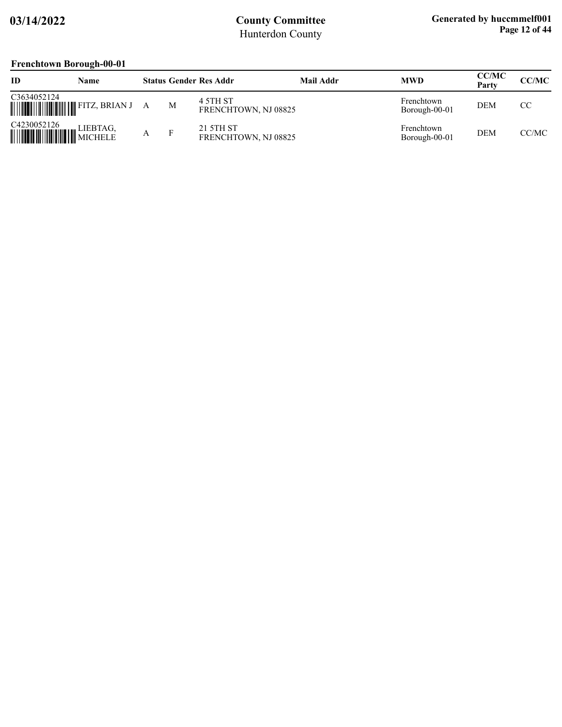## Frenchtown Borough-00-01

| ID | Name | Status | Gender | Res Addr | Mail Addr | MWD | CC/MC Party | CC/MC |
|---|---|---|---|---|---|---|---|---|
| C3634052124 | FITZ, BRIAN J | A | M | 4 5TH ST FRENCHTOWN, NJ 08825 | | Frenchtown Borough-00-01 | DEM | CC |
| C4230052126 | LIEBTAG, MICHELE | A | F | 21 5TH ST FRENCHTOWN, NJ 08825 | | Frenchtown Borough-00-01 | DEM | CC/MC |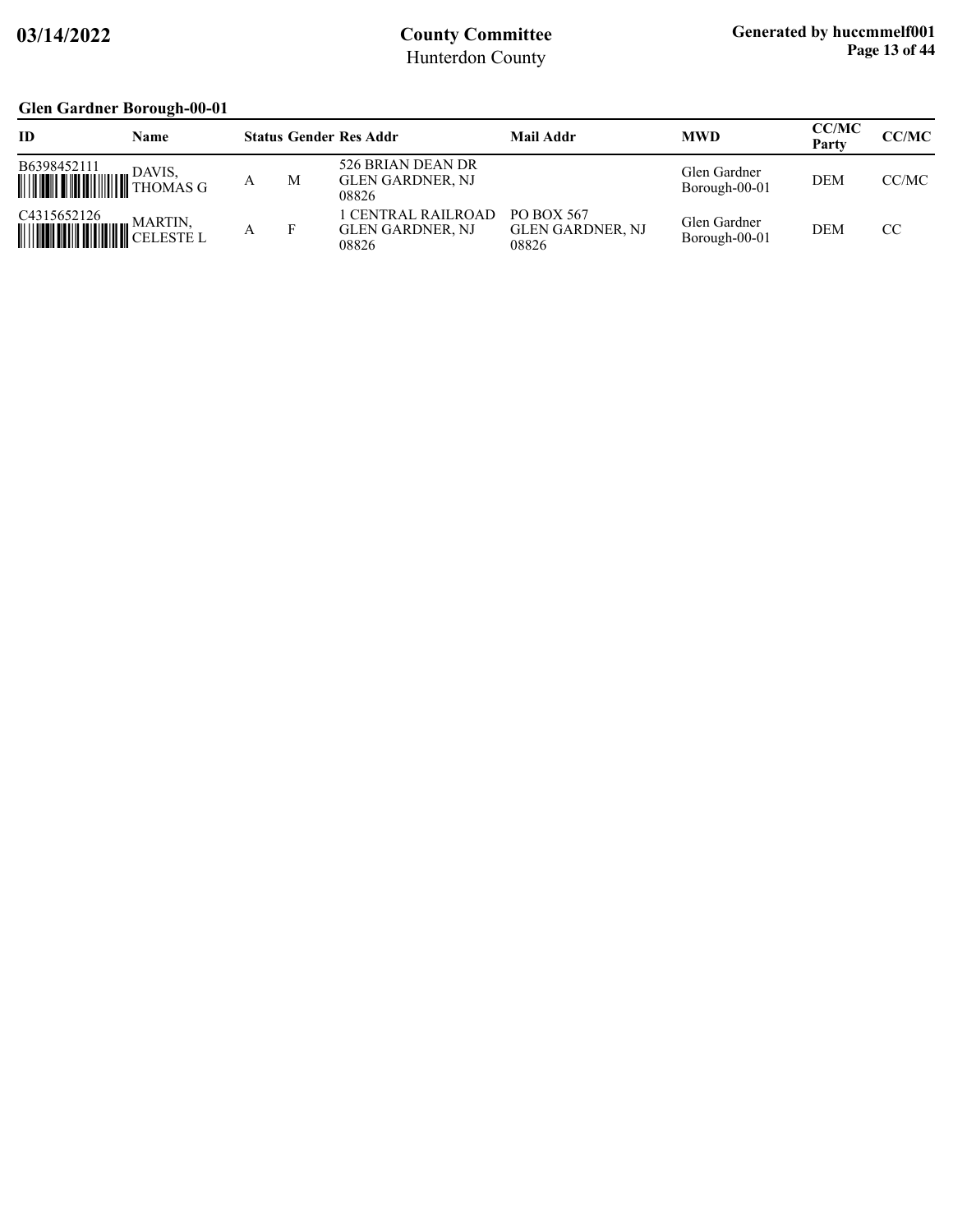## Glen Gardner Borough-00-01

| ID | Name | Status | Gender | Res Addr | Mail Addr | MWD | CC/MC Party | CC/MC |
|---|---|---|---|---|---|---|---|---|
| B6398452111 | DAVIS, THOMAS G | A | M | 526 BRIAN DEAN DR GLEN GARDNER, NJ 08826 | | Glen Gardner Borough-00-01 | DEM | CC/MC |
| C4315652126 | MARTIN, CELESTE L | A | F | 1 CENTRAL RAILROAD GLEN GARDNER, NJ 08826 | PO BOX 567 GLEN GARDNER, NJ 08826 | Glen Gardner Borough-00-01 | DEM | CC |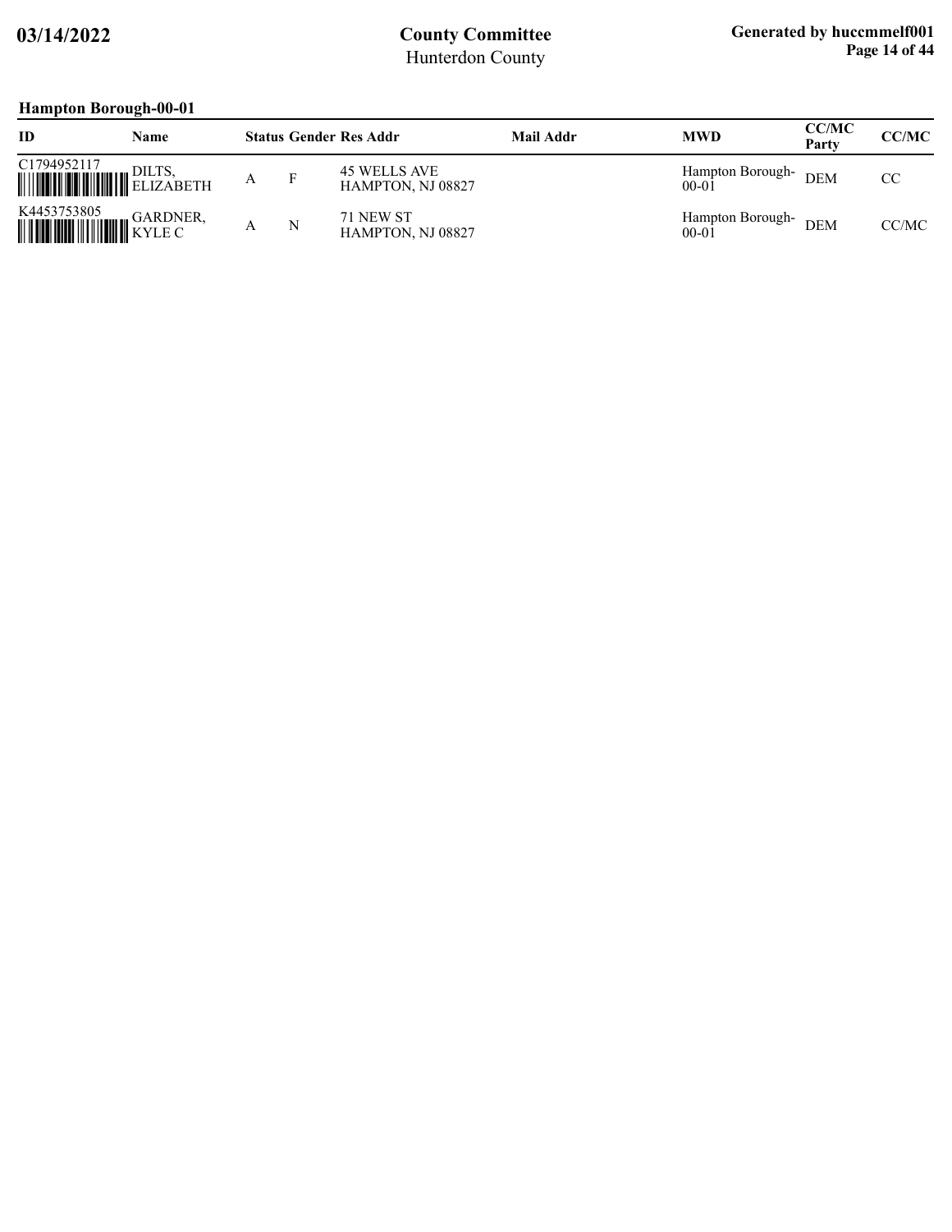## Hampton Borough-00-01

| ID | Name | Status | Gender | Res Addr | Mail Addr | MWD | CC/MC Party | CC/MC |
|---|---|---|---|---|---|---|---|---|
| C1794952117 | DILTS, ELIZABETH | A | F | 45 WELLS AVE HAMPTON, NJ 08827 | | Hampton Borough-00-01 | DEM | CC |
| K4453753805 | GARDNER, KYLE C | A | N | 71 NEW ST HAMPTON, NJ 08827 | | Hampton Borough-00-01 | DEM | CC/MC |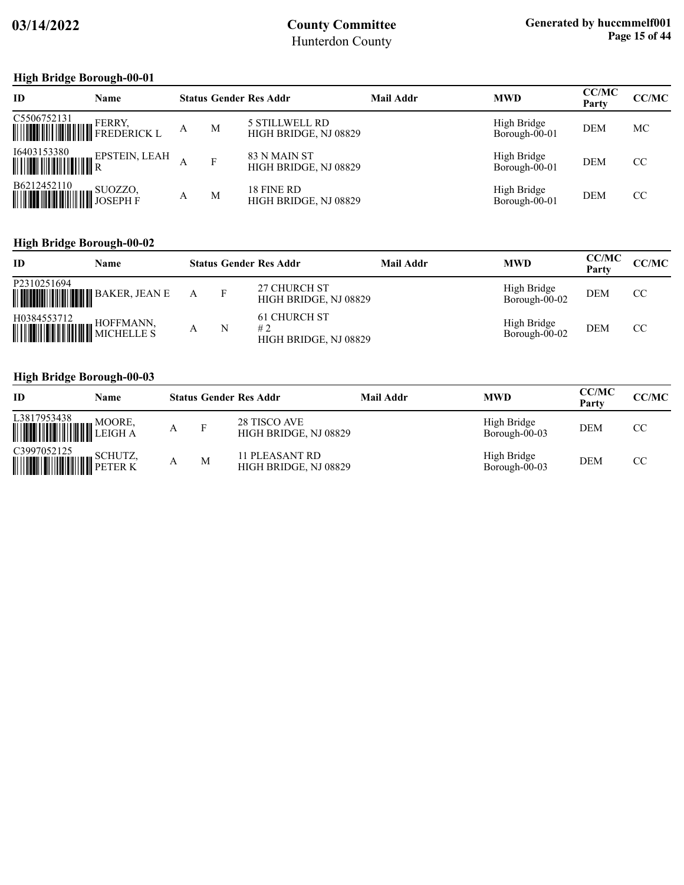## High Bridge Borough-00-01

| ID | Name | Status | Gender | Res Addr | Mail Addr | MWD | CC/MC Party | CC/MC |
|---|---|---|---|---|---|---|---|---|
| C5506752131 | FERRY, FREDERICK L | A | M | 5 STILLWELL RD HIGH BRIDGE, NJ 08829 | | High Bridge Borough-00-01 | DEM | MC |
| I6403153380 | EPSTEIN, LEAH R | A | F | 83 N MAIN ST HIGH BRIDGE, NJ 08829 | | High Bridge Borough-00-01 | DEM | CC |
| B6212452110 | SUOZZO, JOSEPH F | A | M | 18 FINE RD HIGH BRIDGE, NJ 08829 | | High Bridge Borough-00-01 | DEM | CC |

## High Bridge Borough-00-02

| ID | Name | Status | Gender | Res Addr | Mail Addr | MWD | CC/MC Party | CC/MC |
|---|---|---|---|---|---|---|---|---|
| P2310251694 | BAKER, JEAN E | A | F | 27 CHURCH ST HIGH BRIDGE, NJ 08829 | | High Bridge Borough-00-02 | DEM | CC |
| H0384553712 | HOFFMANN, MICHELLE S | A | N | 61 CHURCH ST # 2 HIGH BRIDGE, NJ 08829 | | High Bridge Borough-00-02 | DEM | CC |

## High Bridge Borough-00-03

| ID | Name | Status | Gender | Res Addr | Mail Addr | MWD | CC/MC Party | CC/MC |
|---|---|---|---|---|---|---|---|---|
| L3817953438 | MOORE, LEIGH A | A | F | 28 TISCO AVE HIGH BRIDGE, NJ 08829 | | High Bridge Borough-00-03 | DEM | CC |
| C3997052125 | SCHUTZ, PETER K | A | M | 11 PLEASANT RD HIGH BRIDGE, NJ 08829 | | High Bridge Borough-00-03 | DEM | CC |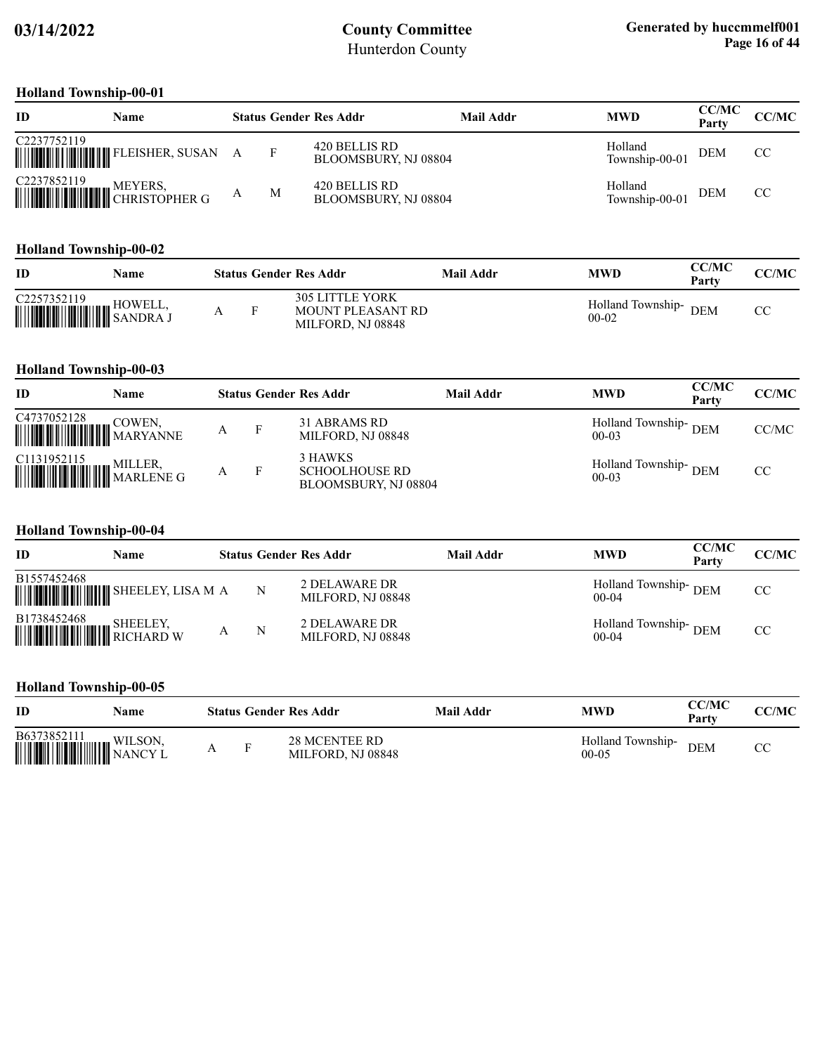## Holland Township-00-01

| ID | Name | Status | Gender | Res Addr | Mail Addr | MWD | CC/MC Party | CC/MC |
|---|---|---|---|---|---|---|---|---|
| C2237752119 | FLEISHER, SUSAN | A | F | 420 BELLIS RD BLOOMSBURY, NJ 08804 | | Holland Township-00-01 | DEM | CC |
| C2237852119 | MEYERS, CHRISTOPHER G | A | M | 420 BELLIS RD BLOOMSBURY, NJ 08804 | | Holland Township-00-01 | DEM | CC |

## Holland Township-00-02

| ID | Name | Status | Gender | Res Addr | Mail Addr | MWD | CC/MC Party | CC/MC |
|---|---|---|---|---|---|---|---|---|
| C2257352119 | HOWELL, SANDRA J | A | F | 305 LITTLE YORK MOUNT PLEASANT RD MILFORD, NJ 08848 | | Holland Township-00-02 | DEM | CC |

## Holland Township-00-03

| ID | Name | Status | Gender | Res Addr | Mail Addr | MWD | CC/MC Party | CC/MC |
|---|---|---|---|---|---|---|---|---|
| C4737052128 | COWEN, MARYANNE | A | F | 31 ABRAMS RD MILFORD, NJ 08848 | | Holland Township-00-03 | DEM | CC/MC |
| C1131952115 | MILLER, MARLENE G | A | F | 3 HAWKS SCHOOLHOUSE RD BLOOMSBURY, NJ 08804 | | Holland Township-00-03 | DEM | CC |

## Holland Township-00-04

| ID | Name | Status | Gender | Res Addr | Mail Addr | MWD | CC/MC Party | CC/MC |
|---|---|---|---|---|---|---|---|---|
| B1557452468 | SHEELEY, LISA M | A | N | 2 DELAWARE DR MILFORD, NJ 08848 | | Holland Township-00-04 | DEM | CC |
| B1738452468 | SHEELEY, RICHARD W | A | N | 2 DELAWARE DR MILFORD, NJ 08848 | | Holland Township-00-04 | DEM | CC |

## Holland Township-00-05

| ID | Name | Status | Gender | Res Addr | Mail Addr | MWD | CC/MC Party | CC/MC |
|---|---|---|---|---|---|---|---|---|
| B6373852111 | WILSON, NANCY L | A | F | 28 MCENTEE RD MILFORD, NJ 08848 | | Holland Township-00-05 | DEM | CC |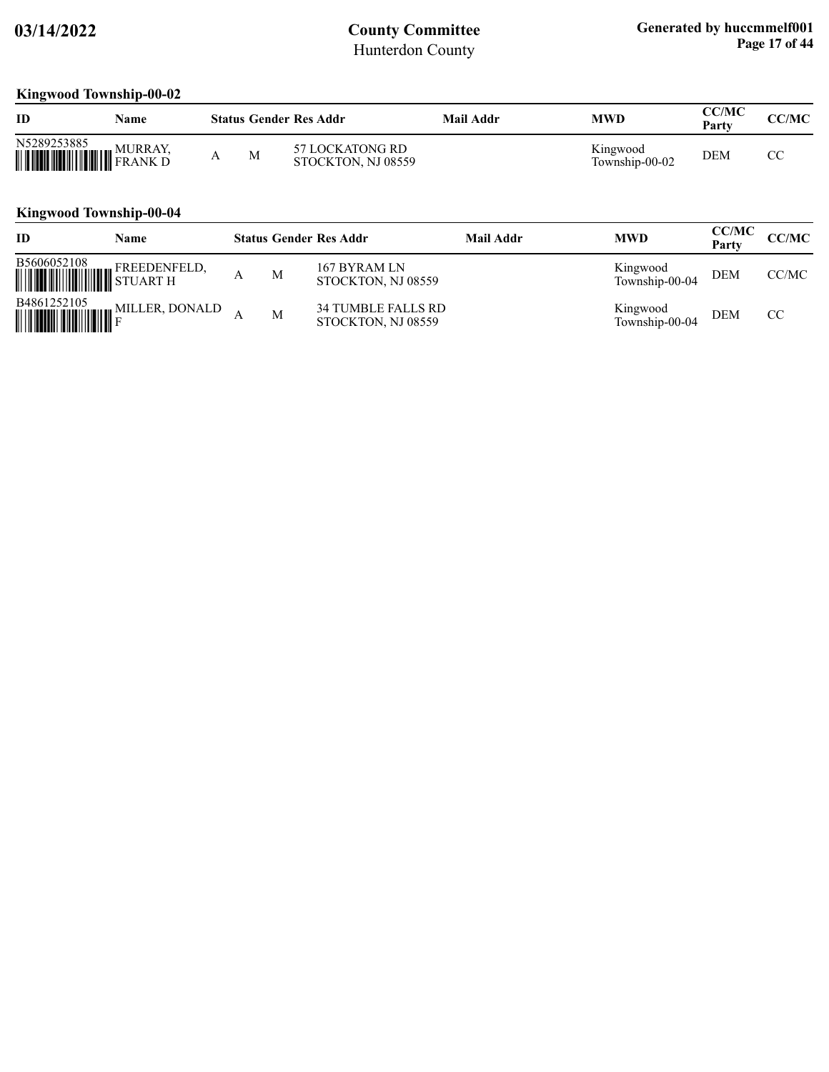## Kingwood Township-00-02

| ID | Name | Status | Gender | Res Addr | Mail Addr | MWD | CC/MC Party | CC/MC |
|---|---|---|---|---|---|---|---|---|
| N5289253885 | MURRAY, FRANK D | A | M | 57 LOCKATONG RD STOCKTON, NJ 08559 | | Kingwood Township-00-02 | DEM | CC |

## Kingwood Township-00-04

| ID | Name | Status | Gender | Res Addr | Mail Addr | MWD | CC/MC Party | CC/MC |
|---|---|---|---|---|---|---|---|---|
| B5606052108 | FREEDENFELD, STUART H | A | M | 167 BYRAM LN STOCKTON, NJ 08559 | | Kingwood Township-00-04 | DEM | CC/MC |
| B4861252105 | MILLER, DONALD F | A | M | 34 TUMBLE FALLS RD STOCKTON, NJ 08559 | | Kingwood Township-00-04 | DEM | CC |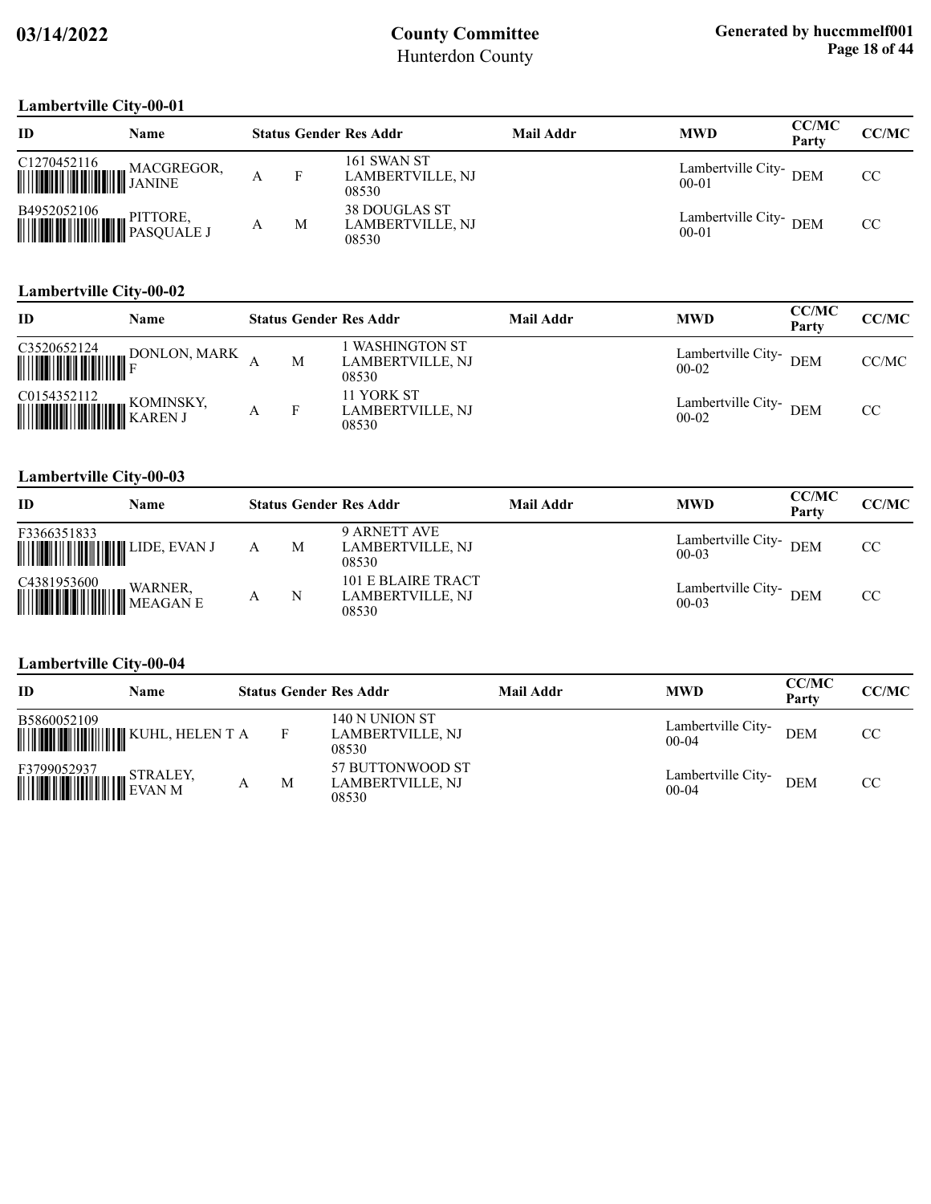### Lambertville City-00-01

| ID | Name | Status | Gender | Res Addr | Mail Addr | MWD | CC/MC Party | CC/MC |
|---|---|---|---|---|---|---|---|---|
| C1270452116 | MACGREGOR, JANINE | A | F | 161 SWAN ST LAMBERTVILLE, NJ 08530 | | Lambertville City-00-01 | DEM | CC |
| B4952052106 | PITTORE, PASQUALE J | A | M | 38 DOUGLAS ST LAMBERTVILLE, NJ 08530 | | Lambertville City-00-01 | DEM | CC |

### Lambertville City-00-02

| ID | Name | Status | Gender | Res Addr | Mail Addr | MWD | CC/MC Party | CC/MC |
|---|---|---|---|---|---|---|---|---|
| C3520652124 | DONLON, MARK F | A | M | 1 WASHINGTON ST LAMBERTVILLE, NJ 08530 | | Lambertville City-00-02 | DEM | CC/MC |
| C0154352112 | KOMINSKY, KAREN J | A | F | 11 YORK ST LAMBERTVILLE, NJ 08530 | | Lambertville City-00-02 | DEM | CC |

### Lambertville City-00-03

| ID | Name | Status | Gender | Res Addr | Mail Addr | MWD | CC/MC Party | CC/MC |
|---|---|---|---|---|---|---|---|---|
| F3366351833 | LIDE, EVAN J | A | M | 9 ARNETT AVE LAMBERTVILLE, NJ 08530 | | Lambertville City-00-03 | DEM | CC |
| C4381953600 | WARNER, MEAGAN E | A | N | 101 E BLAIRE TRACT LAMBERTVILLE, NJ 08530 | | Lambertville City-00-03 | DEM | CC |

### Lambertville City-00-04

| ID | Name | Status | Gender | Res Addr | Mail Addr | MWD | CC/MC Party | CC/MC |
|---|---|---|---|---|---|---|---|---|
| B5860052109 | KUHL, HELEN T | A | F | 140 N UNION ST LAMBERTVILLE, NJ 08530 | | Lambertville City-00-04 | DEM | CC |
| F3799052937 | STRALEY, EVAN M | A | M | 57 BUTTONWOOD ST LAMBERTVILLE, NJ 08530 | | Lambertville City-00-04 | DEM | CC |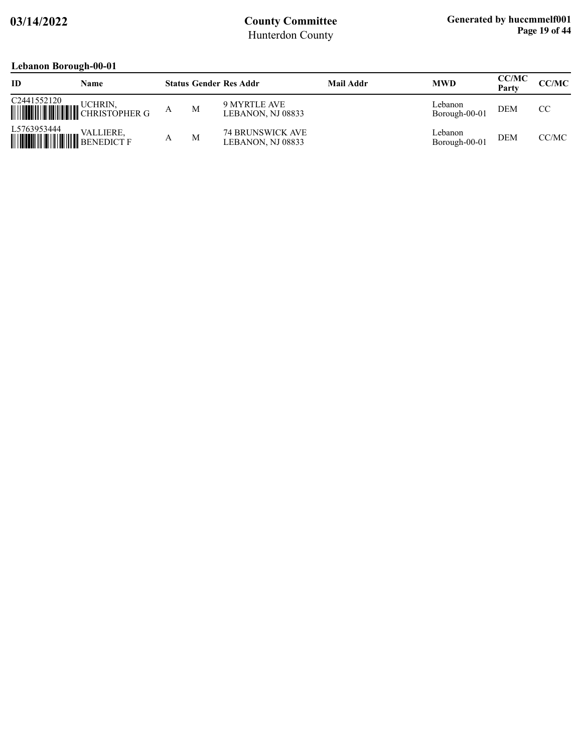## Lebanon Borough-00-01

| ID | Name | Status | Gender | Res Addr | Mail Addr | MWD | CC/MC Party | CC/MC |
|---|---|---|---|---|---|---|---|---|
| C2441552120 | UCHRIN, CHRISTOPHER G | A | M | 9 MYRTLE AVE LEBANON, NJ 08833 | | Lebanon Borough-00-01 | DEM | CC |
| L5763953444 | VALLIERE, BENEDICT F | A | M | 74 BRUNSWICK AVE LEBANON, NJ 08833 | | Lebanon Borough-00-01 | DEM | CC/MC |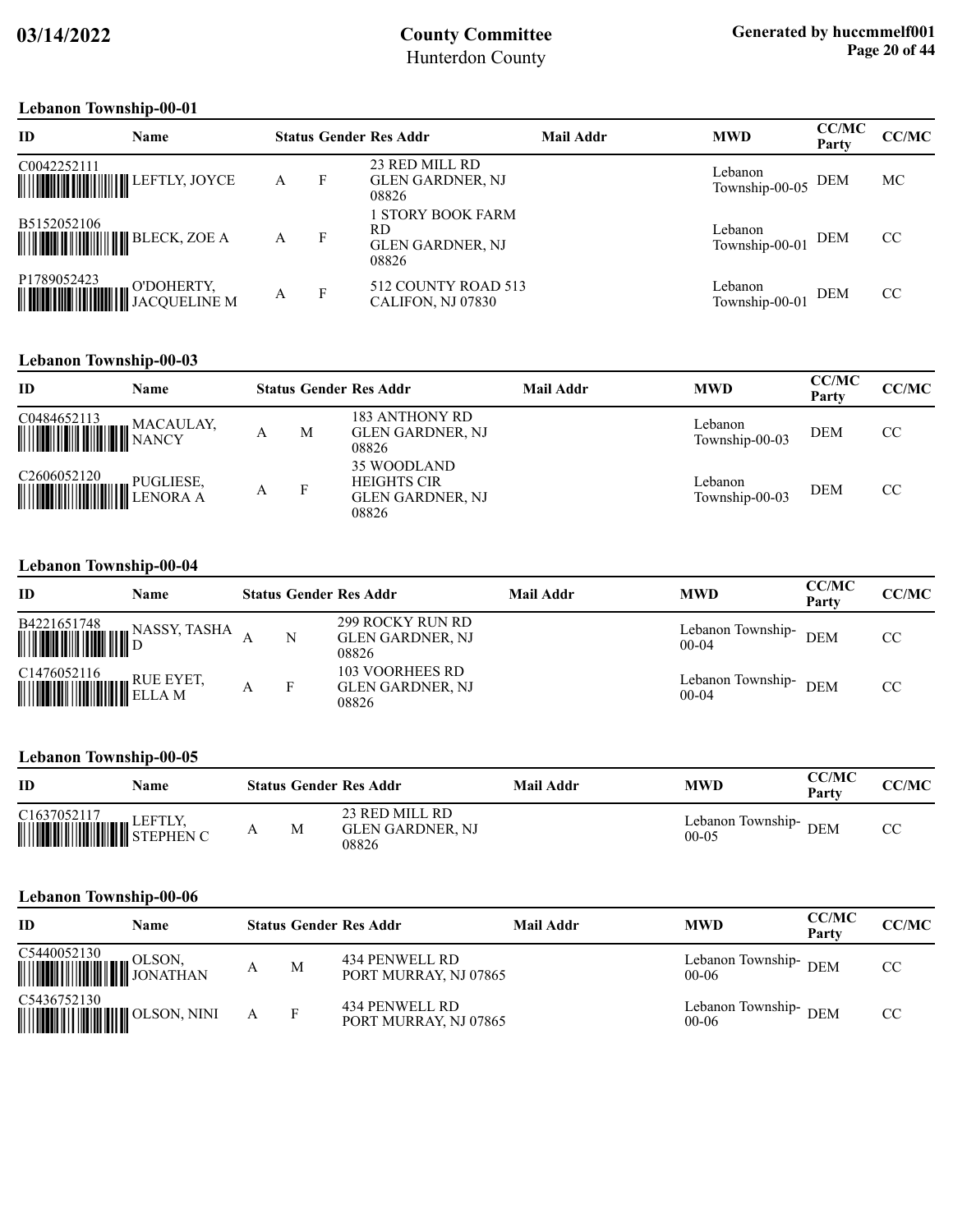# County Committee
Hunterdon County

### Lebanon Township-00-01

| ID | Name | Status | Gender | Res Addr | Mail Addr | MWD | CC/MC Party | CC/MC |
|---|---|---|---|---|---|---|---|---|
| C0042252111 | LEFTLY, JOYCE | A | F | 23 RED MILL RD GLEN GARDNER, NJ 08826 | | Lebanon Township-00-05 | DEM | MC |
| B5152052106 | BLECK, ZOE A | A | F | 1 STORY BOOK FARM RD GLEN GARDNER, NJ 08826 | | Lebanon Township-00-01 | DEM | CC |
| P1789052423 | O'DOHERTY, JACQUELINE M | A | F | 512 COUNTY ROAD 513 CALIFON, NJ 07830 | | Lebanon Township-00-01 | DEM | CC |

### Lebanon Township-00-03

| ID | Name | Status | Gender | Res Addr | Mail Addr | MWD | CC/MC Party | CC/MC |
|---|---|---|---|---|---|---|---|---|
| C0484652113 | MACAULAY, NANCY | A | M | 183 ANTHONY RD GLEN GARDNER, NJ 08826 | | Lebanon Township-00-03 | DEM | CC |
| C2606052120 | PUGLIESE, LENORA A | A | F | 35 WOODLAND HEIGHTS CIR GLEN GARDNER, NJ 08826 | | Lebanon Township-00-03 | DEM | CC |

### Lebanon Township-00-04

| ID | Name | Status | Gender | Res Addr | Mail Addr | MWD | CC/MC Party | CC/MC |
|---|---|---|---|---|---|---|---|---|
| B4221651748 | NASSY, TASHA D | A | N | 299 ROCKY RUN RD GLEN GARDNER, NJ 08826 | | Lebanon Township-00-04 | DEM | CC |
| C1476052116 | RUE EYET, ELLA M | A | F | 103 VOORHEES RD GLEN GARDNER, NJ 08826 | | Lebanon Township-00-04 | DEM | CC |

### Lebanon Township-00-05

| ID | Name | Status | Gender | Res Addr | Mail Addr | MWD | CC/MC Party | CC/MC |
|---|---|---|---|---|---|---|---|---|
| C1637052117 | LEFTLY, STEPHEN C | A | M | 23 RED MILL RD GLEN GARDNER, NJ 08826 | | Lebanon Township-00-05 | DEM | CC |

### Lebanon Township-00-06

| ID | Name | Status | Gender | Res Addr | Mail Addr | MWD | CC/MC Party | CC/MC |
|---|---|---|---|---|---|---|---|---|
| C5440052130 | OLSON, JONATHAN | A | M | 434 PENWELL RD PORT MURRAY, NJ 07865 | | Lebanon Township-00-06 | DEM | CC |
| C5436752130 | OLSON, NINI | A | F | 434 PENWELL RD PORT MURRAY, NJ 07865 | | Lebanon Township-00-06 | DEM | CC |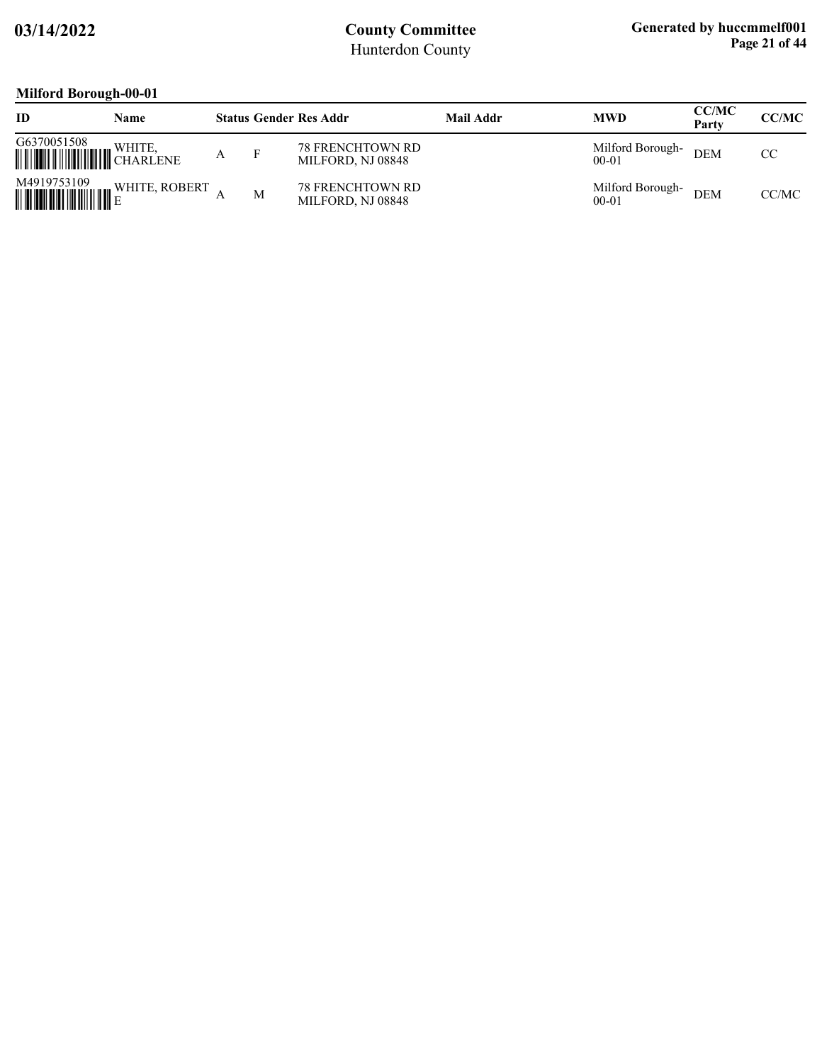**Milford Borough-00-01**

| ID | Name | Status | Gender | Res Addr | Mail Addr | MWD | CC/MC Party | CC/MC |
|---|---|---|---|---|---|---|---|---|
| G6370051508 | WHITE, CHARLENE | A | F | 78 FRENCHTOWN RD MILFORD, NJ 08848 | | Milford Borough-00-01 | DEM | CC |
| M4919753109 | WHITE, ROBERT E | A | M | 78 FRENCHTOWN RD MILFORD, NJ 08848 | | Milford Borough-00-01 | DEM | CC/MC |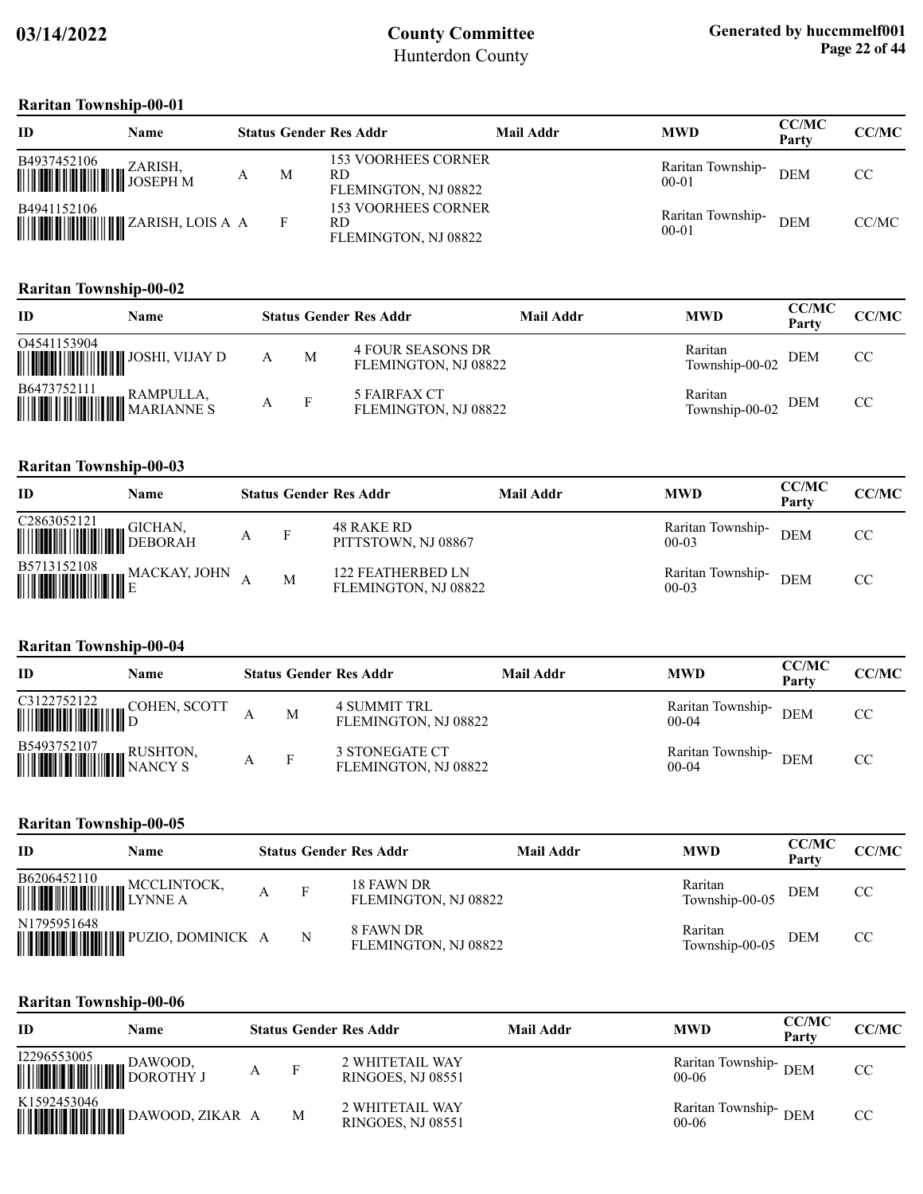**03/14/2022**

# County Committee
Hunterdon County

**Generated by huccmmelf001**

## Raritan Township-00-01

| ID | Name | Status | Gender | Res Addr | Mail Addr | MWD | CC/MC Party | CC/MC |
|---|---|---|---|---|---|---|---|---|
| B4937452106 | ZARISH, JOSEPH M | A | M | 153 VOORHEES CORNER RD FLEMINGTON, NJ 08822 | | Raritan Township-00-01 | DEM | CC |
| B4941152106 | ZARISH, LOIS A | A | F | 153 VOORHEES CORNER RD FLEMINGTON, NJ 08822 | | Raritan Township-00-01 | DEM | CC/MC |

## Raritan Township-00-02

| ID | Name | Status | Gender | Res Addr | Mail Addr | MWD | CC/MC Party | CC/MC |
|---|---|---|---|---|---|---|---|---|
| O4541153904 | JOSHI, VIJAY D | A | M | 4 FOUR SEASONS DR FLEMINGTON, NJ 08822 | | Raritan Township-00-02 | DEM | CC |
| B6473752111 | RAMPULLA, MARIANNE S | A | F | 5 FAIRFAX CT FLEMINGTON, NJ 08822 | | Raritan Township-00-02 | DEM | CC |

## Raritan Township-00-03

| ID | Name | Status | Gender | Res Addr | Mail Addr | MWD | CC/MC Party | CC/MC |
|---|---|---|---|---|---|---|---|---|
| C2863052121 | GICHAN, DEBORAH | A | F | 48 RAKE RD PITTSTOWN, NJ 08867 | | Raritan Township-00-03 | DEM | CC |
| B5713152108 | MACKAY, JOHN E | A | M | 122 FEATHERBED LN FLEMINGTON, NJ 08822 | | Raritan Township-00-03 | DEM | CC |

## Raritan Township-00-04

| ID | Name | Status | Gender | Res Addr | Mail Addr | MWD | CC/MC Party | CC/MC |
|---|---|---|---|---|---|---|---|---|
| C3122752122 | COHEN, SCOTT D | A | M | 4 SUMMIT TRL FLEMINGTON, NJ 08822 | | Raritan Township-00-04 | DEM | CC |
| B5493752107 | RUSHTON, NANCY S | A | F | 3 STONEGATE CT FLEMINGTON, NJ 08822 | | Raritan Township-00-04 | DEM | CC |

## Raritan Township-00-05

| ID | Name | Status | Gender | Res Addr | Mail Addr | MWD | CC/MC Party | CC/MC |
|---|---|---|---|---|---|---|---|---|
| B6206452110 | MCCLINTOCK, LYNNE A | A | F | 18 FAWN DR FLEMINGTON, NJ 08822 | | Raritan Township-00-05 | DEM | CC |
| N1795951648 | PUZIO, DOMINICK | A | N | 8 FAWN DR FLEMINGTON, NJ 08822 | | Raritan Township-00-05 | DEM | CC |

## Raritan Township-00-06

| ID | Name | Status | Gender | Res Addr | Mail Addr | MWD | CC/MC Party | CC/MC |
|---|---|---|---|---|---|---|---|---|
| I2296553005 | DAWOOD, DOROTHY J | A | F | 2 WHITETAIL WAY RINGOES, NJ 08551 | | Raritan Township-00-06 | DEM | CC |
| K1592453046 | DAWOOD, ZIKAR | A | M | 2 WHITETAIL WAY RINGOES, NJ 08551 | | Raritan Township-00-06 | DEM | CC |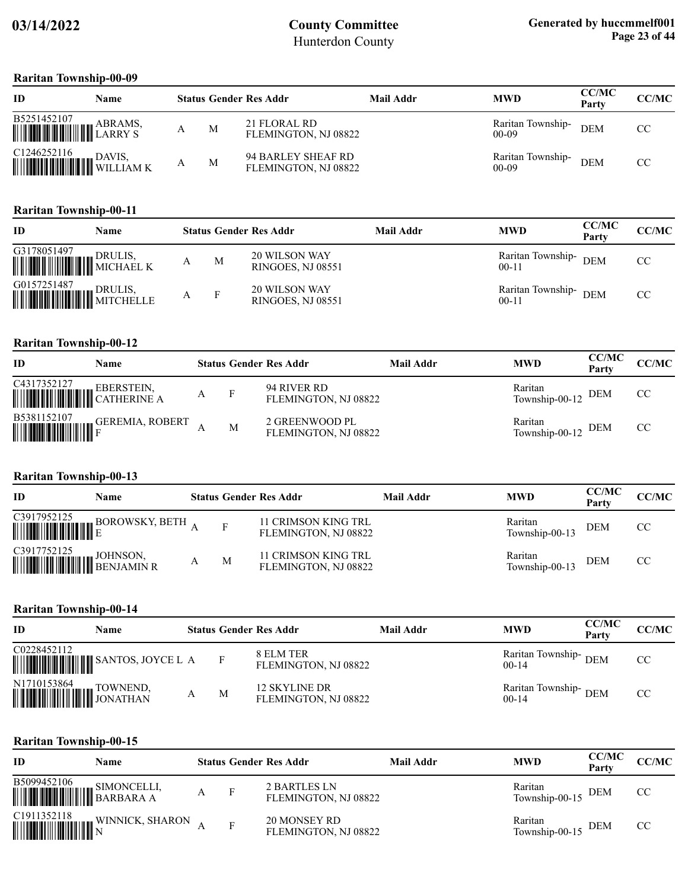## Raritan Township-00-09

| ID | Name | Status | Gender | Res Addr | Mail Addr | MWD | CC/MC Party | CC/MC |
|---|---|---|---|---|---|---|---|---|
| B5251452107 | ABRAMS, LARRY S | A | M | 21 FLORAL RD FLEMINGTON, NJ 08822 | | Raritan Township-00-09 | DEM | CC |
| C1246252116 | DAVIS, WILLIAM K | A | M | 94 BARLEY SHEAF RD FLEMINGTON, NJ 08822 | | Raritan Township-00-09 | DEM | CC |

## Raritan Township-00-11

| ID | Name | Status | Gender | Res Addr | Mail Addr | MWD | CC/MC Party | CC/MC |
|---|---|---|---|---|---|---|---|---|
| G3178051497 | DRULIS, MICHAEL K | A | M | 20 WILSON WAY RINGOES, NJ 08551 | | Raritan Township-00-11 | DEM | CC |
| G0157251487 | DRULIS, MITCHELLE | A | F | 20 WILSON WAY RINGOES, NJ 08551 | | Raritan Township-00-11 | DEM | CC |

## Raritan Township-00-12

| ID | Name | Status | Gender | Res Addr | Mail Addr | MWD | CC/MC Party | CC/MC |
|---|---|---|---|---|---|---|---|---|
| C4317352127 | EBERSTEIN, CATHERINE A | A | F | 94 RIVER RD FLEMINGTON, NJ 08822 | | Raritan Township-00-12 | DEM | CC |
| B5381152107 | GEREMIA, ROBERT F | A | M | 2 GREENWOOD PL FLEMINGTON, NJ 08822 | | Raritan Township-00-12 | DEM | CC |

## Raritan Township-00-13

| ID | Name | Status | Gender | Res Addr | Mail Addr | MWD | CC/MC Party | CC/MC |
|---|---|---|---|---|---|---|---|---|
| C3917952125 | BOROWSKY, BETH E | A | F | 11 CRIMSON KING TRL FLEMINGTON, NJ 08822 | | Raritan Township-00-13 | DEM | CC |
| C3917752125 | JOHNSON, BENJAMIN R | A | M | 11 CRIMSON KING TRL FLEMINGTON, NJ 08822 | | Raritan Township-00-13 | DEM | CC |

## Raritan Township-00-14

| ID | Name | Status | Gender | Res Addr | Mail Addr | MWD | CC/MC Party | CC/MC |
|---|---|---|---|---|---|---|---|---|
| C0228452112 | SANTOS, JOYCE L | A | F | 8 ELM TER FLEMINGTON, NJ 08822 | | Raritan Township-00-14 | DEM | CC |
| N1710153864 | TOWNEND, JONATHAN | A | M | 12 SKYLINE DR FLEMINGTON, NJ 08822 | | Raritan Township-00-14 | DEM | CC |

## Raritan Township-00-15

| ID | Name | Status | Gender | Res Addr | Mail Addr | MWD | CC/MC Party | CC/MC |
|---|---|---|---|---|---|---|---|---|
| B5099452106 | SIMONCELLI, BARBARA A | A | F | 2 BARTLES LN FLEMINGTON, NJ 08822 | | Raritan Township-00-15 | DEM | CC |
| C1911352118 | WINNICK, SHARON N | A | F | 20 MONSEY RD FLEMINGTON, NJ 08822 | | Raritan Township-00-15 | DEM | CC |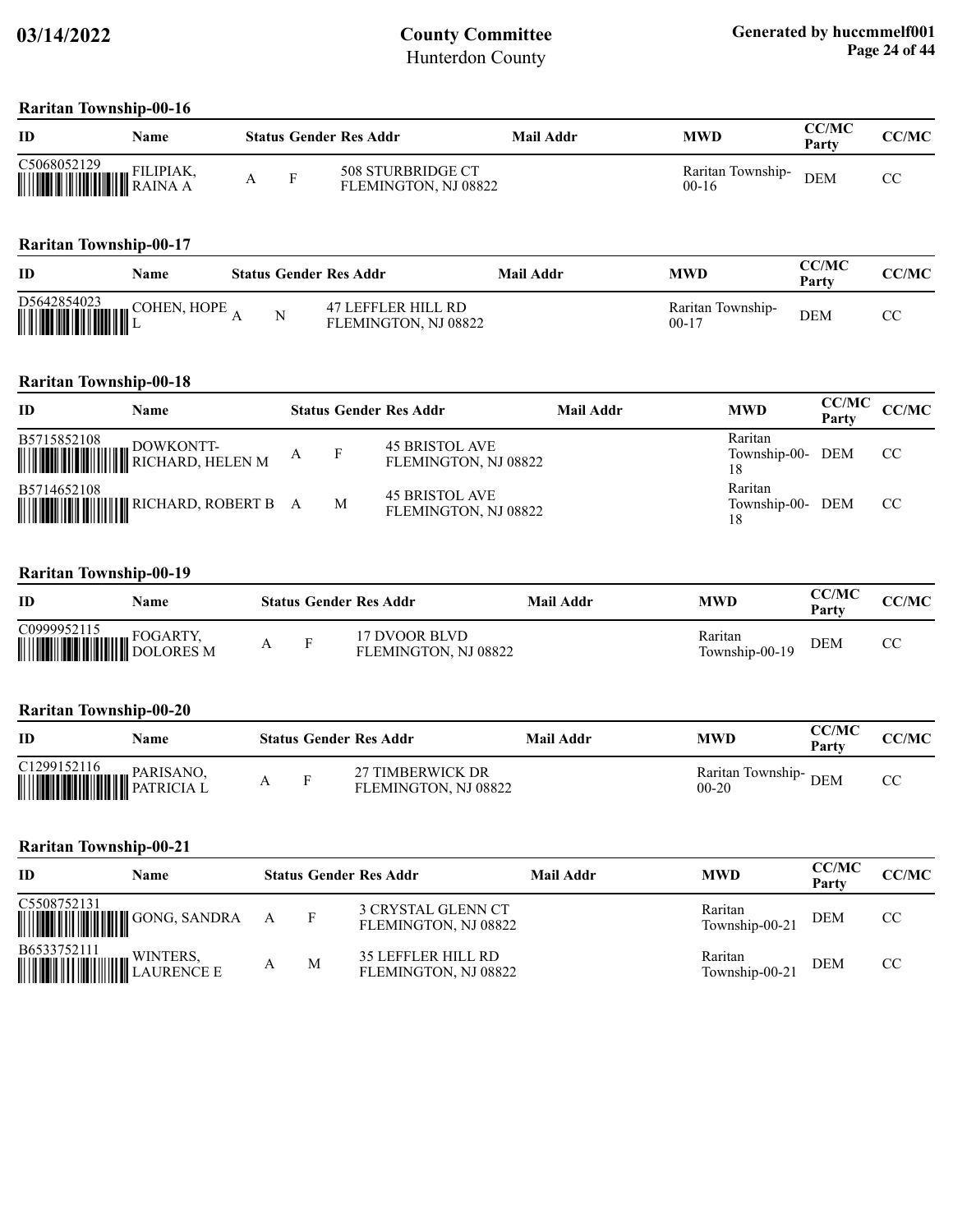## Raritan Township-00-16

| ID | Name | Status | Gender | Res Addr | Mail Addr | MWD | CC/MC Party | CC/MC |
|---|---|---|---|---|---|---|---|---|
| C5068052129 | FILIPIAK, RAINA A | A | F | 508 STURBRIDGE CT FLEMINGTON, NJ 08822 | | Raritan Township-00-16 | DEM | CC |

## Raritan Township-00-17

| ID | Name | Status | Gender | Res Addr | Mail Addr | MWD | CC/MC Party | CC/MC |
|---|---|---|---|---|---|---|---|---|
| D5642854023 | COHEN, HOPE L | A | N | 47 LEFFLER HILL RD FLEMINGTON, NJ 08822 | | Raritan Township-00-17 | DEM | CC |

## Raritan Township-00-18

| ID | Name | Status | Gender | Res Addr | Mail Addr | MWD | CC/MC Party | CC/MC |
|---|---|---|---|---|---|---|---|---|
| B5715852108 | DOWKONTT-RICHARD, HELEN M | A | F | 45 BRISTOL AVE FLEMINGTON, NJ 08822 | | Raritan Township-00-18 | DEM | CC |
| B5714652108 | RICHARD, ROBERT B | A | M | 45 BRISTOL AVE FLEMINGTON, NJ 08822 | | Raritan Township-00-18 | DEM | CC |

## Raritan Township-00-19

| ID | Name | Status | Gender | Res Addr | Mail Addr | MWD | CC/MC Party | CC/MC |
|---|---|---|---|---|---|---|---|---|
| C0999952115 | FOGARTY, DOLORES M | A | F | 17 DVOOR BLVD FLEMINGTON, NJ 08822 | | Raritan Township-00-19 | DEM | CC |

## Raritan Township-00-20

| ID | Name | Status | Gender | Res Addr | Mail Addr | MWD | CC/MC Party | CC/MC |
|---|---|---|---|---|---|---|---|---|
| C1299152116 | PARISANO, PATRICIA L | A | F | 27 TIMBERWICK DR FLEMINGTON, NJ 08822 | | Raritan Township-00-20 | DEM | CC |

## Raritan Township-00-21

| ID | Name | Status | Gender | Res Addr | Mail Addr | MWD | CC/MC Party | CC/MC |
|---|---|---|---|---|---|---|---|---|
| C5508752131 | GONG, SANDRA | A | F | 3 CRYSTAL GLENN CT FLEMINGTON, NJ 08822 | | Raritan Township-00-21 | DEM | CC |
| B6533752111 | WINTERS, LAURENCE E | A | M | 35 LEFFLER HILL RD FLEMINGTON, NJ 08822 | | Raritan Township-00-21 | DEM | CC |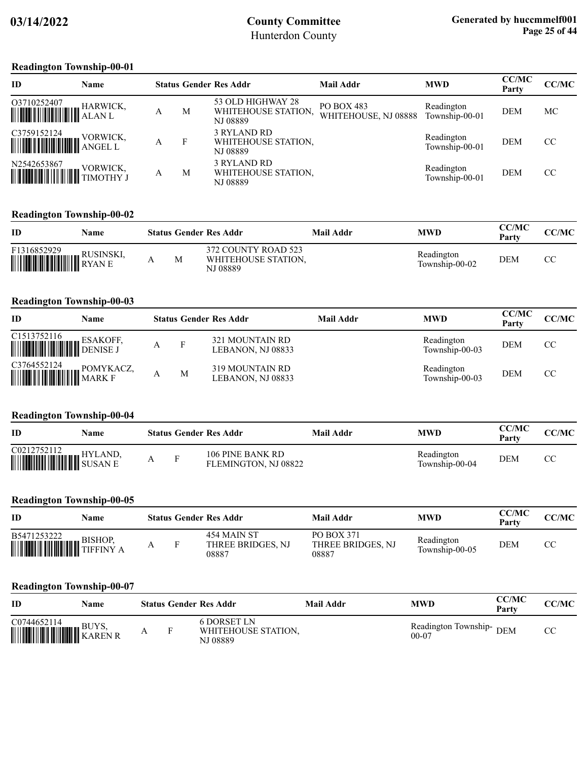# County Committee

Hunterdon County

### Readington Township-00-01

| ID | Name | Status | Gender | Res Addr | Mail Addr | MWD | CC/MC Party | CC/MC |
|---|---|---|---|---|---|---|---|---|
| O3710252407 | HARWICK, ALAN L | A | M | 53 OLD HIGHWAY 28 WHITEHOUSE STATION, NJ 08889 | PO BOX 483 WHITEHOUSE, NJ 08888 | Readington Township-00-01 | DEM | MC |
| C3759152124 | VORWICK, ANGEL L | A | F | 3 RYLAND RD WHITEHOUSE STATION, NJ 08889 | | Readington Township-00-01 | DEM | CC |
| N2542653867 | VORWICK, TIMOTHY J | A | M | 3 RYLAND RD WHITEHOUSE STATION, NJ 08889 | | Readington Township-00-01 | DEM | CC |

### Readington Township-00-02

| ID | Name | Status | Gender | Res Addr | Mail Addr | MWD | CC/MC Party | CC/MC |
|---|---|---|---|---|---|---|---|---|
| F1316852929 | RUSINSKI, RYAN E | A | M | 372 COUNTY ROAD 523 WHITEHOUSE STATION, NJ 08889 | | Readington Township-00-02 | DEM | CC |

### Readington Township-00-03

| ID | Name | Status | Gender | Res Addr | Mail Addr | MWD | CC/MC Party | CC/MC |
|---|---|---|---|---|---|---|---|---|
| C1513752116 | ESAKOFF, DENISE J | A | F | 321 MOUNTAIN RD LEBANON, NJ 08833 | | Readington Township-00-03 | DEM | CC |
| C3764552124 | POMYKACZ, MARK F | A | M | 319 MOUNTAIN RD LEBANON, NJ 08833 | | Readington Township-00-03 | DEM | CC |

### Readington Township-00-04

| ID | Name | Status | Gender | Res Addr | Mail Addr | MWD | CC/MC Party | CC/MC |
|---|---|---|---|---|---|---|---|---|
| C0212752112 | HYLAND, SUSAN E | A | F | 106 PINE BANK RD FLEMINGTON, NJ 08822 | | Readington Township-00-04 | DEM | CC |

### Readington Township-00-05

| ID | Name | Status | Gender | Res Addr | Mail Addr | MWD | CC/MC Party | CC/MC |
|---|---|---|---|---|---|---|---|---|
| B5471253222 | BISHOP, TIFFINY A | A | F | 454 MAIN ST THREE BRIDGES, NJ 08887 | PO BOX 371 THREE BRIDGES, NJ 08887 | Readington Township-00-05 | DEM | CC |

### Readington Township-00-07

| ID | Name | Status | Gender | Res Addr | Mail Addr | MWD | CC/MC Party | CC/MC |
|---|---|---|---|---|---|---|---|---|
| C0744652114 | BUYS, KAREN R | A | F | 6 DORSET LN WHITEHOUSE STATION, NJ 08889 | | Readington Township-00-07 | DEM | CC |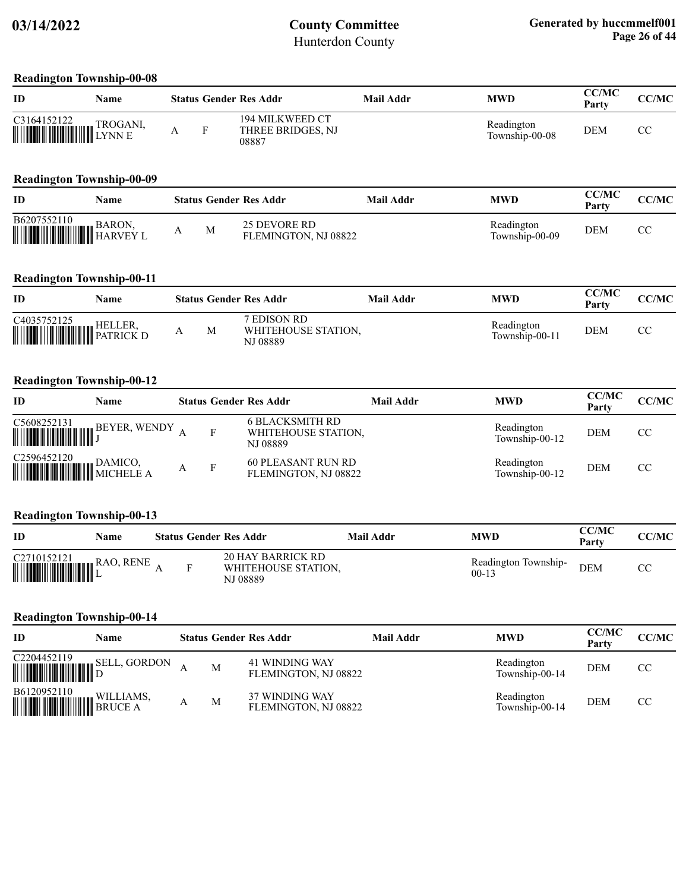## Readington Township-00-08

| ID | Name | Status | Gender | Res Addr | Mail Addr | MWD | CC/MC Party | CC/MC |
|---|---|---|---|---|---|---|---|---|
| C3164152122 | TROGANI, LYNN E | A | F | 194 MILKWEED CT THREE BRIDGES, NJ 08887 | | Readington Township-00-08 | DEM | CC |

## Readington Township-00-09

| ID | Name | Status | Gender | Res Addr | Mail Addr | MWD | CC/MC Party | CC/MC |
|---|---|---|---|---|---|---|---|---|
| B6207552110 | BARON, HARVEY L | A | M | 25 DEVORE RD FLEMINGTON, NJ 08822 | | Readington Township-00-09 | DEM | CC |

## Readington Township-00-11

| ID | Name | Status | Gender | Res Addr | Mail Addr | MWD | CC/MC Party | CC/MC |
|---|---|---|---|---|---|---|---|---|
| C4035752125 | HELLER, PATRICK D | A | M | 7 EDISON RD WHITEHOUSE STATION, NJ 08889 | | Readington Township-00-11 | DEM | CC |

## Readington Township-00-12

| ID | Name | Status | Gender | Res Addr | Mail Addr | MWD | CC/MC Party | CC/MC |
|---|---|---|---|---|---|---|---|---|
| C5608252131 | BEYER, WENDY J | A | F | 6 BLACKSMITH RD WHITEHOUSE STATION, NJ 08889 | | Readington Township-00-12 | DEM | CC |
| C2596452120 | DAMICO, MICHELE A | A | F | 60 PLEASANT RUN RD FLEMINGTON, NJ 08822 | | Readington Township-00-12 | DEM | CC |

## Readington Township-00-13

| ID | Name | Status | Gender | Res Addr | Mail Addr | MWD | CC/MC Party | CC/MC |
|---|---|---|---|---|---|---|---|---|
| C2710152121 | RAO, RENE L | A | F | 20 HAY BARRICK RD WHITEHOUSE STATION, NJ 08889 | | Readington Township-00-13 | DEM | CC |

## Readington Township-00-14

| ID | Name | Status | Gender | Res Addr | Mail Addr | MWD | CC/MC Party | CC/MC |
|---|---|---|---|---|---|---|---|---|
| C2204452119 | SELL, GORDON D | A | M | 41 WINDING WAY FLEMINGTON, NJ 08822 | | Readington Township-00-14 | DEM | CC |
| B6120952110 | WILLIAMS, BRUCE A | A | M | 37 WINDING WAY FLEMINGTON, NJ 08822 | | Readington Township-00-14 | DEM | CC |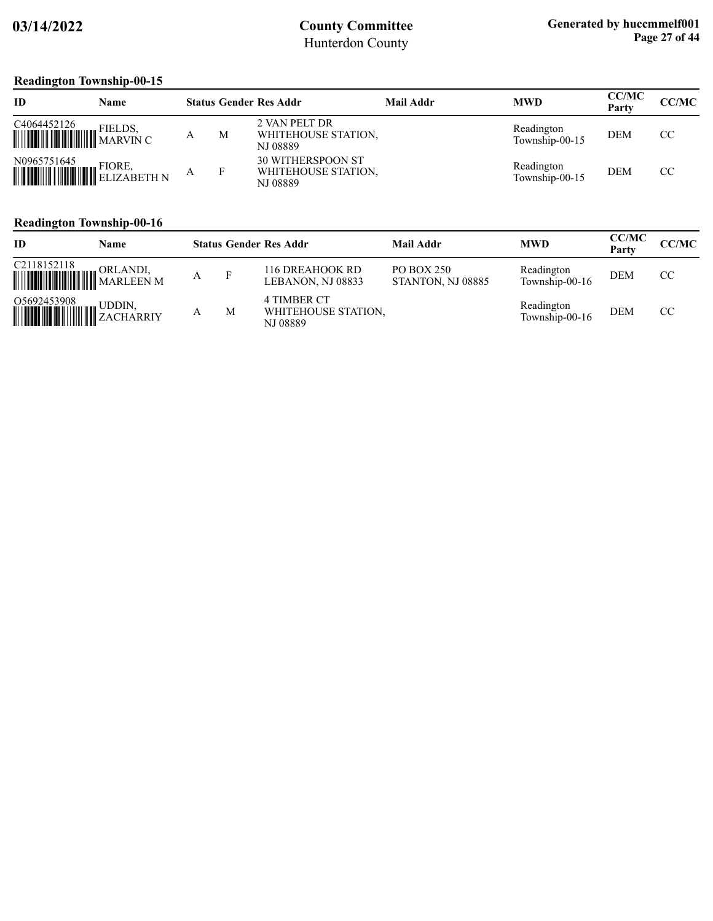## Readington Township-00-15

| ID | Name | Status | Gender | Res Addr | Mail Addr | MWD | CC/MC Party | CC/MC |
|---|---|---|---|---|---|---|---|---|
| C4064452126 | FIELDS, MARVIN C | A | M | 2 VAN PELT DR WHITEHOUSE STATION, NJ 08889 | | Readington Township-00-15 | DEM | CC |
| N0965751645 | FIORE, ELIZABETH N | A | F | 30 WITHERSPOON ST WHITEHOUSE STATION, NJ 08889 | | Readington Township-00-15 | DEM | CC |

## Readington Township-00-16

| ID | Name | Status | Gender | Res Addr | Mail Addr | MWD | CC/MC Party | CC/MC |
|---|---|---|---|---|---|---|---|---|
| C2118152118 | ORLANDI, MARLEEN M | A | F | 116 DREAHOOK RD LEBANON, NJ 08833 | PO BOX 250 STANTON, NJ 08885 | Readington Township-00-16 | DEM | CC |
| O5692453908 | UDDIN, ZACHARRIY | A | M | 4 TIMBER CT WHITEHOUSE STATION, NJ 08889 | | Readington Township-00-16 | DEM | CC |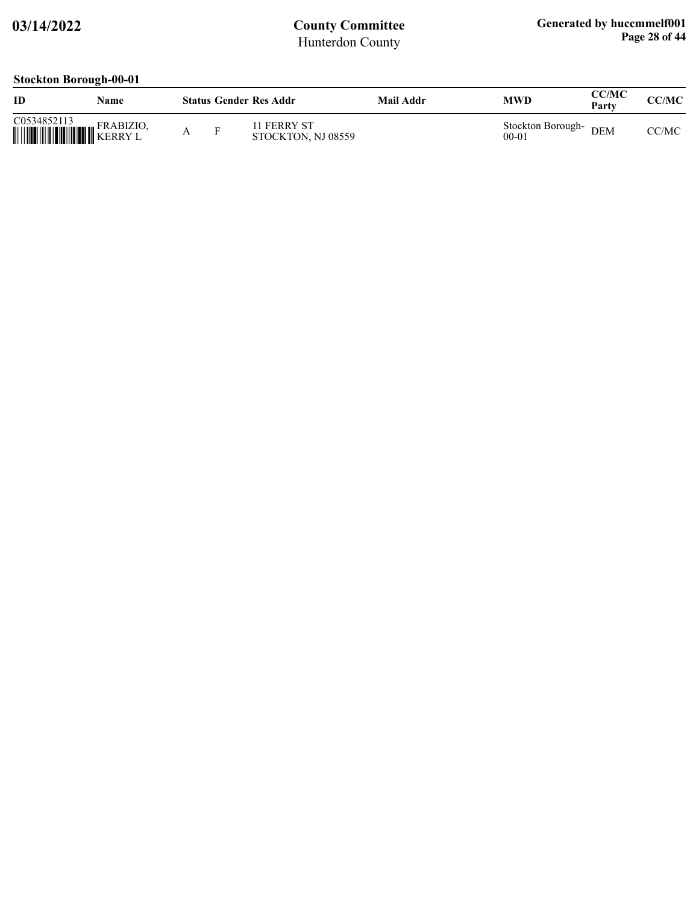## Stockton Borough-00-01

| ID | Name | Status | Gender | Res Addr | Mail Addr | MWD | CC/MC Party | CC/MC |
|---|---|---|---|---|---|---|---|---|
| C0534852113 | FRABIZIO, KERRY L | A | F | 11 FERRY ST STOCKTON, NJ 08559 | | Stockton Borough-00-01 | DEM | CC/MC |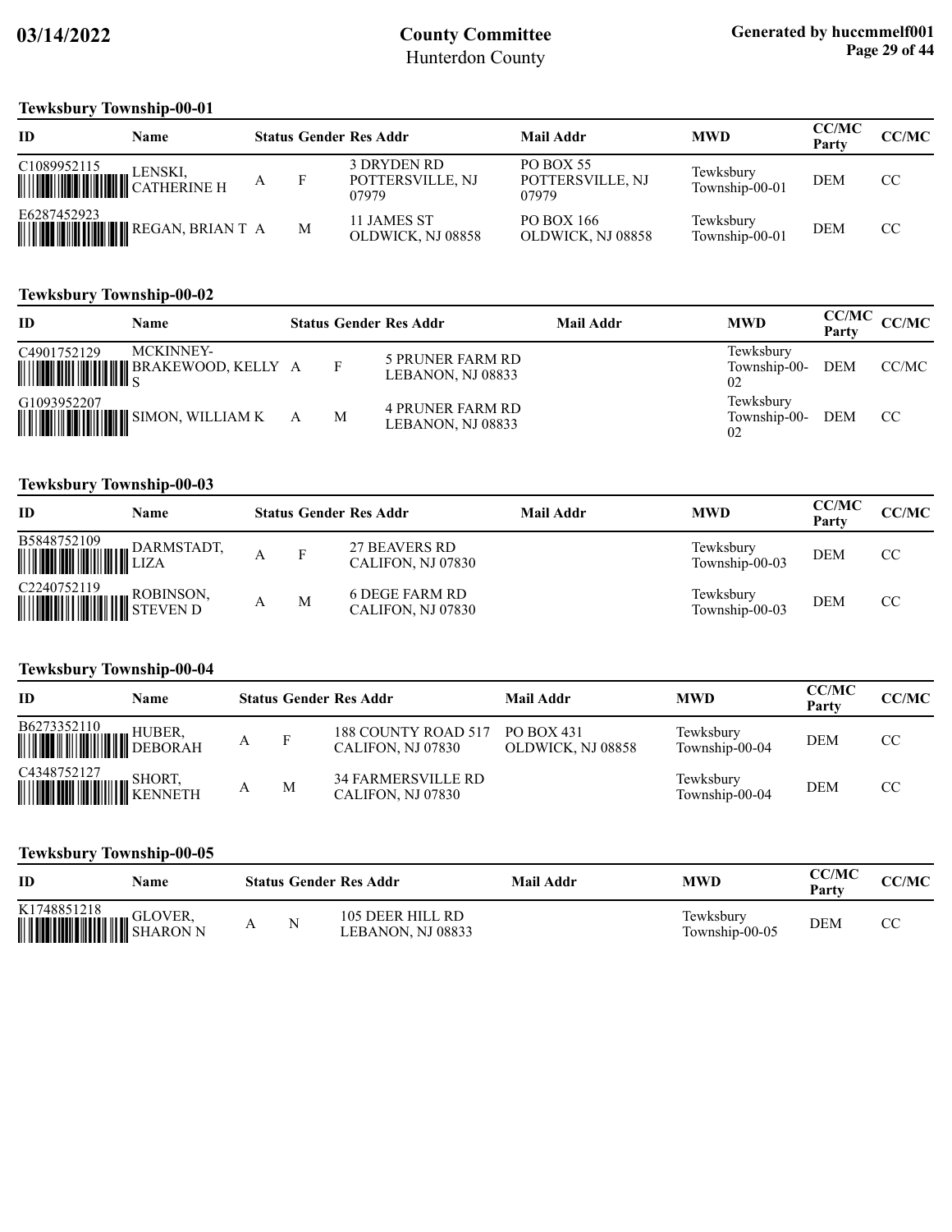## Tewksbury Township-00-01

| ID | Name | Status | Gender | Res Addr | Mail Addr | MWD | CC/MC Party | CC/MC |
|---|---|---|---|---|---|---|---|---|
| C1089952115 | LENSKI, CATHERINE H | A | F | 3 DRYDEN RD POTTERSVILLE, NJ 07979 | PO BOX 55 POTTERSVILLE, NJ 07979 | Tewksbury Township-00-01 | DEM | CC |
| E6287452923 | REGAN, BRIAN T | A | M | 11 JAMES ST OLDWICK, NJ 08858 | PO BOX 166 OLDWICK, NJ 08858 | Tewksbury Township-00-01 | DEM | CC |

## Tewksbury Township-00-02

| ID | Name | Status | Gender | Res Addr | Mail Addr | MWD | CC/MC Party | CC/MC |
|---|---|---|---|---|---|---|---|---|
| C4901752129 | MCKINNEY-BRAKEWOOD, KELLY S | A | F | 5 PRUNER FARM RD LEBANON, NJ 08833 | | Tewksbury Township-00-02 | DEM | CC/MC |
| G1093952207 | SIMON, WILLIAM K | A | M | 4 PRUNER FARM RD LEBANON, NJ 08833 | | Tewksbury Township-00-02 | DEM | CC |

## Tewksbury Township-00-03

| ID | Name | Status | Gender | Res Addr | Mail Addr | MWD | CC/MC Party | CC/MC |
|---|---|---|---|---|---|---|---|---|
| B5848752109 | DARMSTADT, LIZA | A | F | 27 BEAVERS RD CALIFON, NJ 07830 | | Tewksbury Township-00-03 | DEM | CC |
| C2240752119 | ROBINSON, STEVEN D | A | M | 6 DEGE FARM RD CALIFON, NJ 07830 | | Tewksbury Township-00-03 | DEM | CC |

## Tewksbury Township-00-04

| ID | Name | Status | Gender | Res Addr | Mail Addr | MWD | CC/MC Party | CC/MC |
|---|---|---|---|---|---|---|---|---|
| B6273352110 | HUBER, DEBORAH | A | F | 188 COUNTY ROAD 517 CALIFON, NJ 07830 | PO BOX 431 OLDWICK, NJ 08858 | Tewksbury Township-00-04 | DEM | CC |
| C4348752127 | SHORT, KENNETH | A | M | 34 FARMERSVILLE RD CALIFON, NJ 07830 | | Tewksbury Township-00-04 | DEM | CC |

## Tewksbury Township-00-05

| ID | Name | Status | Gender | Res Addr | Mail Addr | MWD | CC/MC Party | CC/MC |
|---|---|---|---|---|---|---|---|---|
| K1748851218 | GLOVER, SHARON N | A | N | 105 DEER HILL RD LEBANON, NJ 08833 | | Tewksbury Township-00-05 | DEM | CC |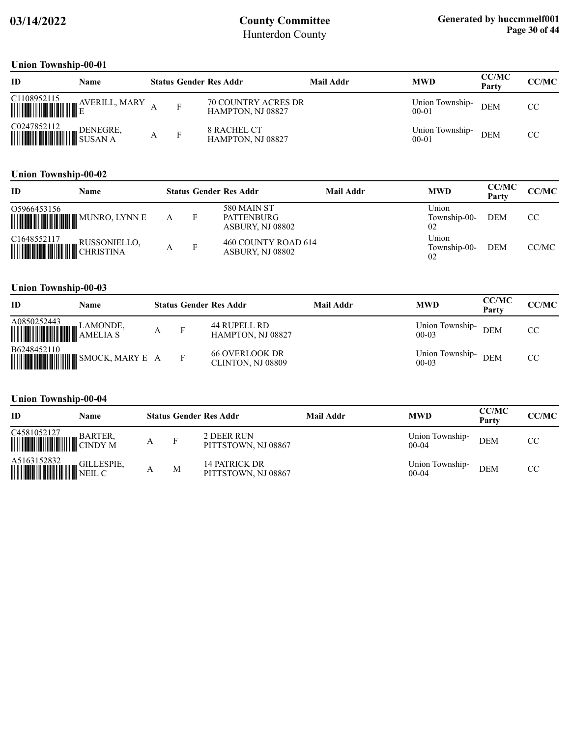# County Committee
Hunterdon County

Generated by huccmmelf001

03/14/2022

## Union Township-00-01

| ID | Name | Status | Gender | Res Addr | Mail Addr | MWD | CC/MC Party | CC/MC |
|---|---|---|---|---|---|---|---|---|
| C1108952115 | AVERILL, MARY E | A | F | 70 COUNTRY ACRES DR HAMPTON, NJ 08827 | | Union Township-00-01 | DEM | CC |
| C0247852112 | DENEGRE, SUSAN A | A | F | 8 RACHEL CT HAMPTON, NJ 08827 | | Union Township-00-01 | DEM | CC |

## Union Township-00-02

| ID | Name | Status | Gender | Res Addr | Mail Addr | MWD | CC/MC Party | CC/MC |
|---|---|---|---|---|---|---|---|---|
| O5966453156 | MUNRO, LYNN E | A | F | 580 MAIN ST PATTENBURG ASBURY, NJ 08802 | | Union Township-00-02 | DEM | CC |
| C1648552117 | RUSSONIELLO, CHRISTINA | A | F | 460 COUNTY ROAD 614 ASBURY, NJ 08802 | | Union Township-00-02 | DEM | CC/MC |

## Union Township-00-03

| ID | Name | Status | Gender | Res Addr | Mail Addr | MWD | CC/MC Party | CC/MC |
|---|---|---|---|---|---|---|---|---|
| A0850252443 | LAMONDE, AMELIA S | A | F | 44 RUPELL RD HAMPTON, NJ 08827 | | Union Township-00-03 | DEM | CC |
| B6248452110 | SMOCK, MARY E | A | F | 66 OVERLOOK DR CLINTON, NJ 08809 | | Union Township-00-03 | DEM | CC |

## Union Township-00-04

| ID | Name | Status | Gender | Res Addr | Mail Addr | MWD | CC/MC Party | CC/MC |
|---|---|---|---|---|---|---|---|---|
| C4581052127 | BARTER, CINDY M | A | F | 2 DEER RUN PITTSTOWN, NJ 08867 | | Union Township-00-04 | DEM | CC |
| A5163152832 | GILLESPIE, NEIL C | A | M | 14 PATRICK DR PITTSTOWN, NJ 08867 | | Union Township-00-04 | DEM | CC |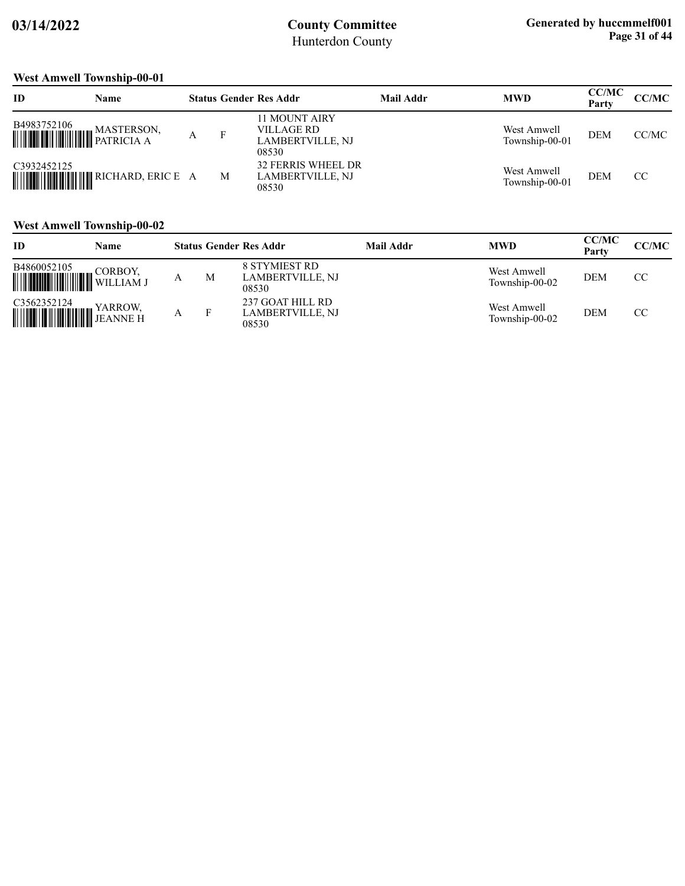### West Amwell Township-00-01

| ID | Name | Status | Gender | Res Addr | Mail Addr | MWD | CC/MC Party | CC/MC |
|---|---|---|---|---|---|---|---|---|
| B4983752106 | MASTERSON, PATRICIA A | A | F | 11 MOUNT AIRY VILLAGE RD LAMBERTVILLE, NJ 08530 | | West Amwell Township-00-01 | DEM | CC/MC |
| C3932452125 | RICHARD, ERIC E | A | M | 32 FERRIS WHEEL DR LAMBERTVILLE, NJ 08530 | | West Amwell Township-00-01 | DEM | CC |

### West Amwell Township-00-02

| ID | Name | Status | Gender | Res Addr | Mail Addr | MWD | CC/MC Party | CC/MC |
|---|---|---|---|---|---|---|---|---|
| B4860052105 | CORBOY, WILLIAM J | A | M | 8 STYMIEST RD LAMBERTVILLE, NJ 08530 | | West Amwell Township-00-02 | DEM | CC |
| C3562352124 | YARROW, JEANNE H | A | F | 237 GOAT HILL RD LAMBERTVILLE, NJ 08530 | | West Amwell Township-00-02 | DEM | CC |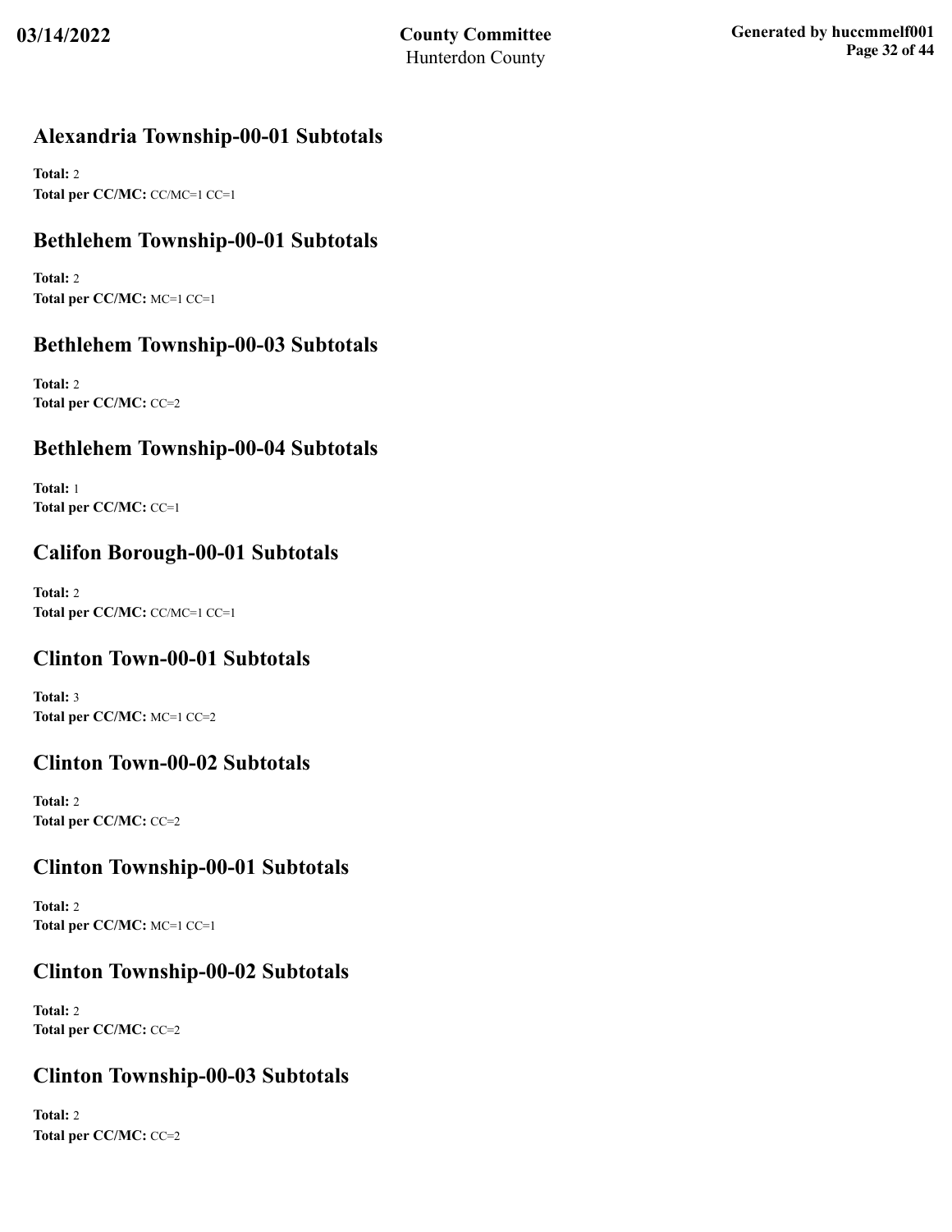## Alexandria Township-00-01 Subtotals

**Total:** 2
**Total per CC/MC:** CC/MC=1 CC=1

## Bethlehem Township-00-01 Subtotals

**Total:** 2
**Total per CC/MC:** MC=1 CC=1

## Bethlehem Township-00-03 Subtotals

**Total:** 2
**Total per CC/MC:** CC=2

## Bethlehem Township-00-04 Subtotals

**Total:** 1
**Total per CC/MC:** CC=1

## Califon Borough-00-01 Subtotals

**Total:** 2
**Total per CC/MC:** CC/MC=1 CC=1

## Clinton Town-00-01 Subtotals

**Total:** 3
**Total per CC/MC:** MC=1 CC=2

## Clinton Town-00-02 Subtotals

**Total:** 2
**Total per CC/MC:** CC=2

## Clinton Township-00-01 Subtotals

**Total:** 2
**Total per CC/MC:** MC=1 CC=1

## Clinton Township-00-02 Subtotals

**Total:** 2
**Total per CC/MC:** CC=2

## Clinton Township-00-03 Subtotals

**Total:** 2
**Total per CC/MC:** CC=2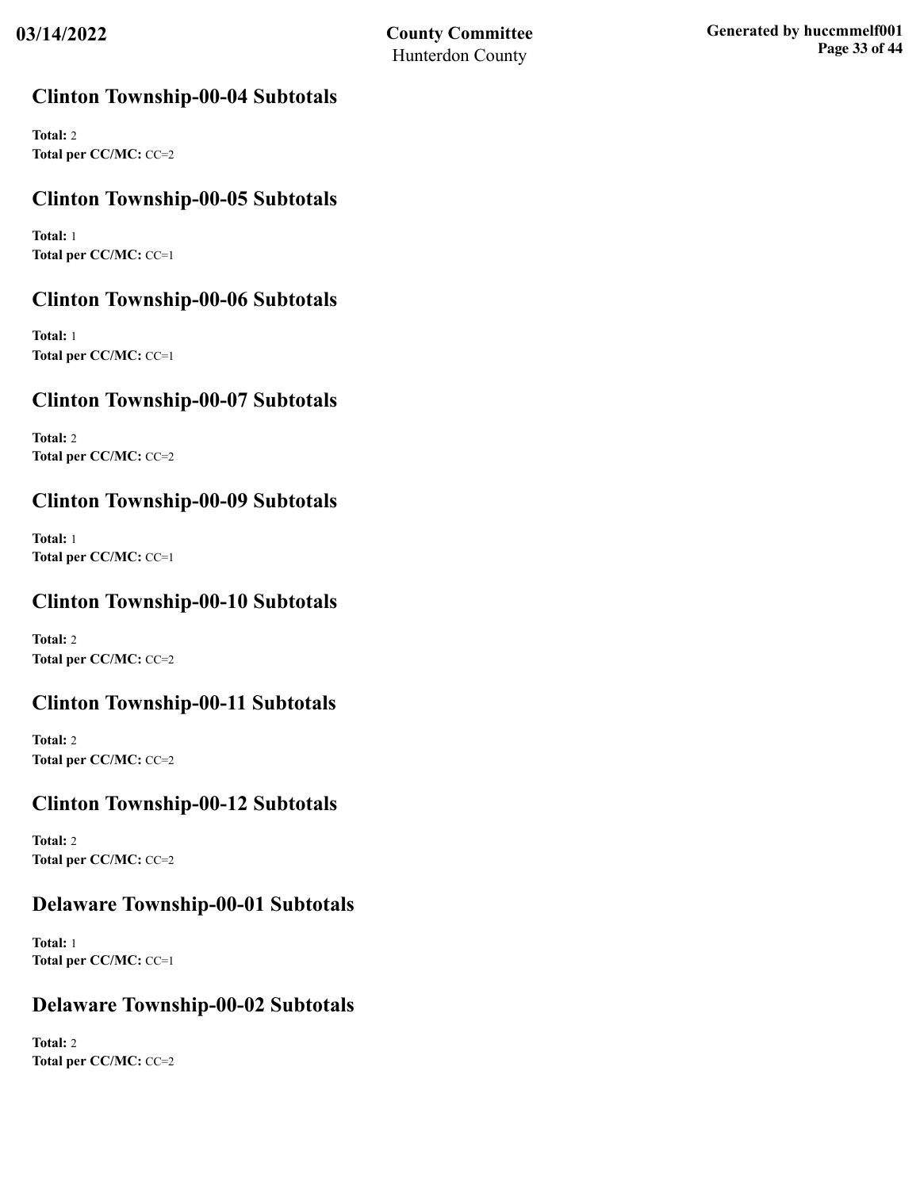## Clinton Township-00-04 Subtotals

**Total:** 2
**Total per CC/MC:** CC=2

## Clinton Township-00-05 Subtotals

**Total:** 1
**Total per CC/MC:** CC=1

## Clinton Township-00-06 Subtotals

**Total:** 1
**Total per CC/MC:** CC=1

## Clinton Township-00-07 Subtotals

**Total:** 2
**Total per CC/MC:** CC=2

## Clinton Township-00-09 Subtotals

**Total:** 1
**Total per CC/MC:** CC=1

## Clinton Township-00-10 Subtotals

**Total:** 2
**Total per CC/MC:** CC=2

## Clinton Township-00-11 Subtotals

**Total:** 2
**Total per CC/MC:** CC=2

## Clinton Township-00-12 Subtotals

**Total:** 2
**Total per CC/MC:** CC=2

## Delaware Township-00-01 Subtotals

**Total:** 1
**Total per CC/MC:** CC=1

## Delaware Township-00-02 Subtotals

**Total:** 2
**Total per CC/MC:** CC=2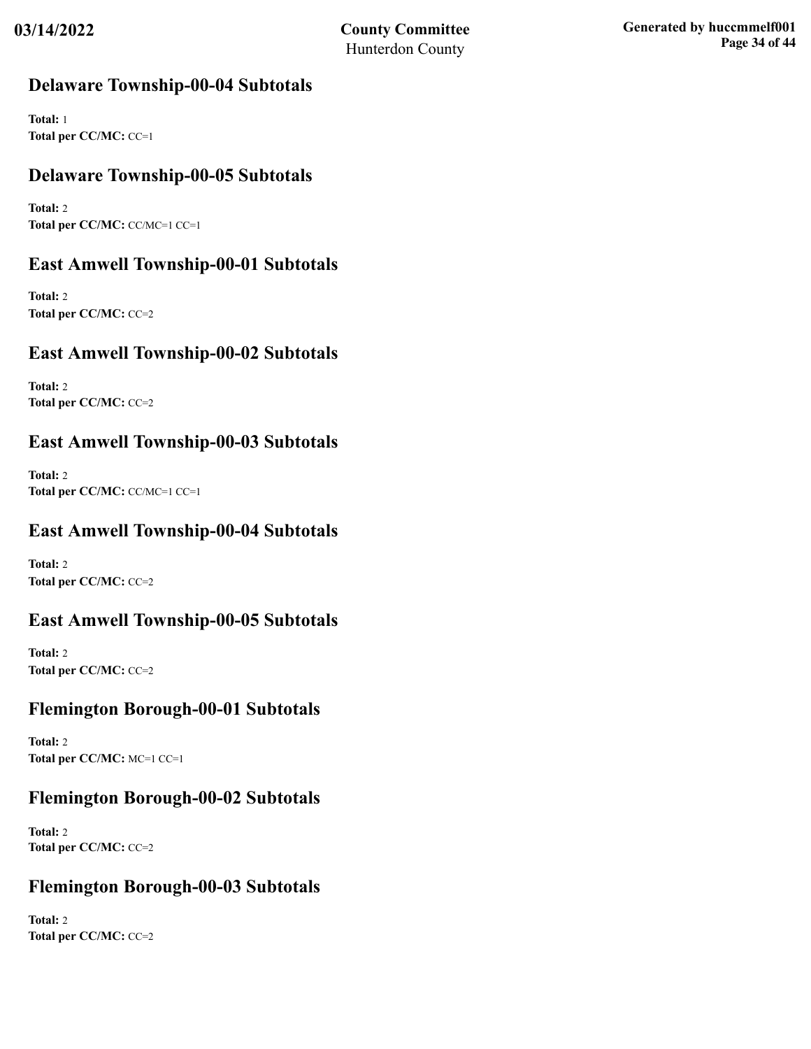## Delaware Township-00-04 Subtotals

**Total:** 1
**Total per CC/MC:** CC=1

## Delaware Township-00-05 Subtotals

**Total:** 2
**Total per CC/MC:** CC/MC=1 CC=1

## East Amwell Township-00-01 Subtotals

**Total:** 2
**Total per CC/MC:** CC=2

## East Amwell Township-00-02 Subtotals

**Total:** 2
**Total per CC/MC:** CC=2

## East Amwell Township-00-03 Subtotals

**Total:** 2
**Total per CC/MC:** CC/MC=1 CC=1

## East Amwell Township-00-04 Subtotals

**Total:** 2
**Total per CC/MC:** CC=2

## East Amwell Township-00-05 Subtotals

**Total:** 2
**Total per CC/MC:** CC=2

## Flemington Borough-00-01 Subtotals

**Total:** 2
**Total per CC/MC:** MC=1 CC=1

## Flemington Borough-00-02 Subtotals

**Total:** 2
**Total per CC/MC:** CC=2

## Flemington Borough-00-03 Subtotals

**Total:** 2
**Total per CC/MC:** CC=2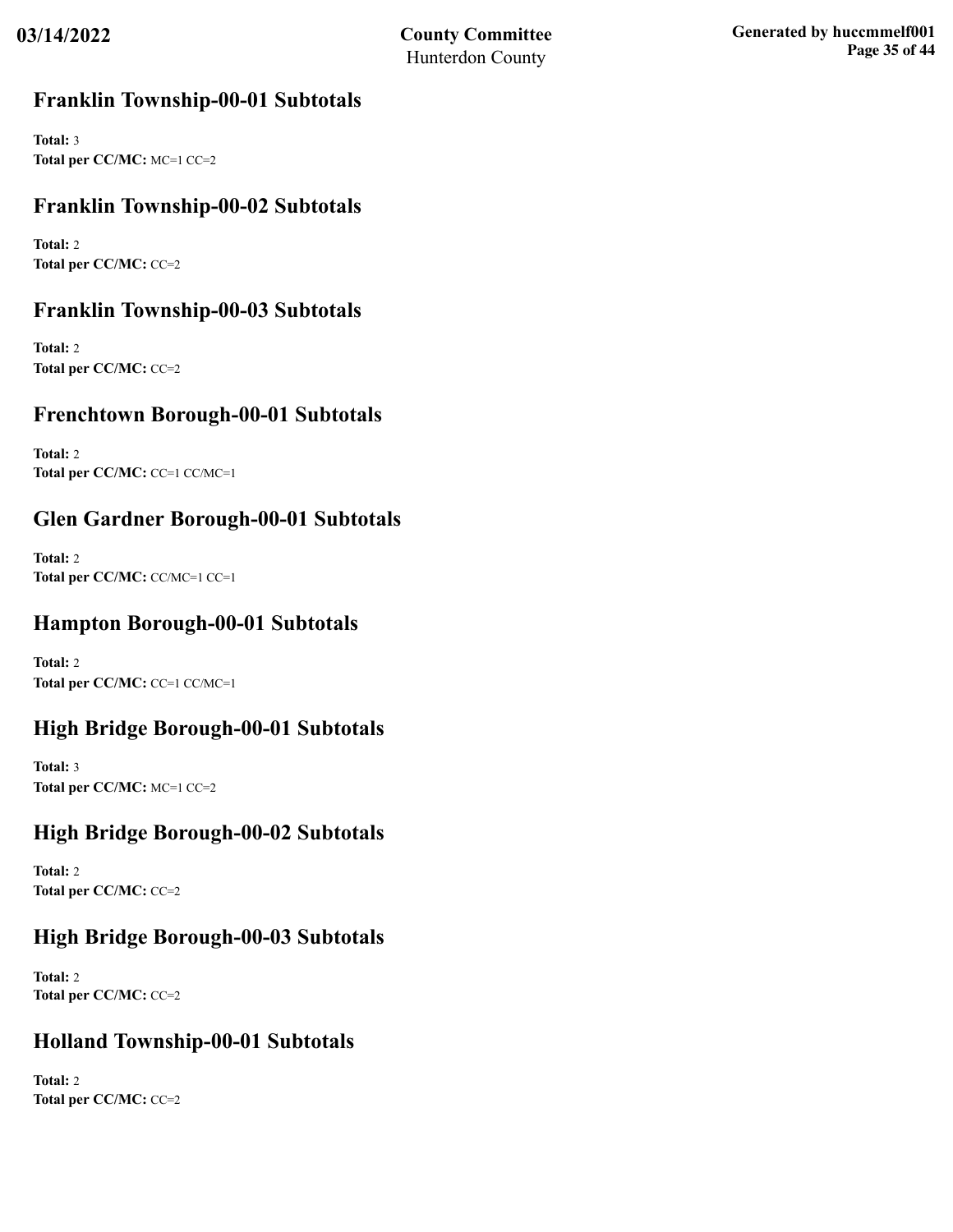## Franklin Township-00-01 Subtotals

**Total:** 3
**Total per CC/MC:** MC=1 CC=2

## Franklin Township-00-02 Subtotals

**Total:** 2
**Total per CC/MC:** CC=2

## Franklin Township-00-03 Subtotals

**Total:** 2
**Total per CC/MC:** CC=2

## Frenchtown Borough-00-01 Subtotals

**Total:** 2
**Total per CC/MC:** CC=1 CC/MC=1

## Glen Gardner Borough-00-01 Subtotals

**Total:** 2
**Total per CC/MC:** CC/MC=1 CC=1

## Hampton Borough-00-01 Subtotals

**Total:** 2
**Total per CC/MC:** CC=1 CC/MC=1

## High Bridge Borough-00-01 Subtotals

**Total:** 3
**Total per CC/MC:** MC=1 CC=2

## High Bridge Borough-00-02 Subtotals

**Total:** 2
**Total per CC/MC:** CC=2

## High Bridge Borough-00-03 Subtotals

**Total:** 2
**Total per CC/MC:** CC=2

## Holland Township-00-01 Subtotals

**Total:** 2
**Total per CC/MC:** CC=2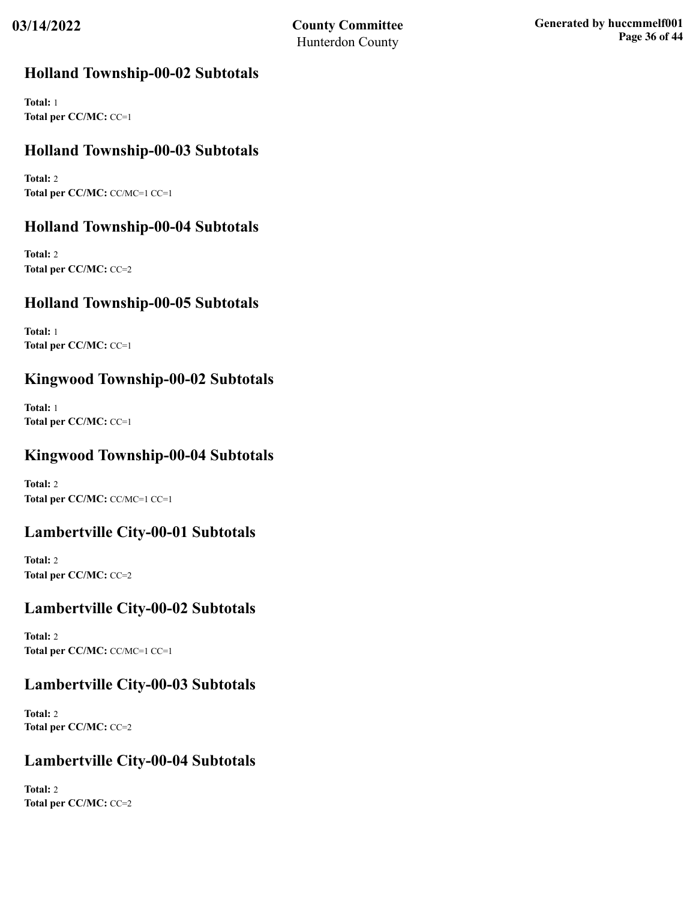## Holland Township-00-02 Subtotals

**Total:** 1
**Total per CC/MC:** CC=1

## Holland Township-00-03 Subtotals

**Total:** 2
**Total per CC/MC:** CC/MC=1 CC=1

## Holland Township-00-04 Subtotals

**Total:** 2
**Total per CC/MC:** CC=2

## Holland Township-00-05 Subtotals

**Total:** 1
**Total per CC/MC:** CC=1

## Kingwood Township-00-02 Subtotals

**Total:** 1
**Total per CC/MC:** CC=1

## Kingwood Township-00-04 Subtotals

**Total:** 2
**Total per CC/MC:** CC/MC=1 CC=1

## Lambertville City-00-01 Subtotals

**Total:** 2
**Total per CC/MC:** CC=2

## Lambertville City-00-02 Subtotals

**Total:** 2
**Total per CC/MC:** CC/MC=1 CC=1

## Lambertville City-00-03 Subtotals

**Total:** 2
**Total per CC/MC:** CC=2

## Lambertville City-00-04 Subtotals

**Total:** 2
**Total per CC/MC:** CC=2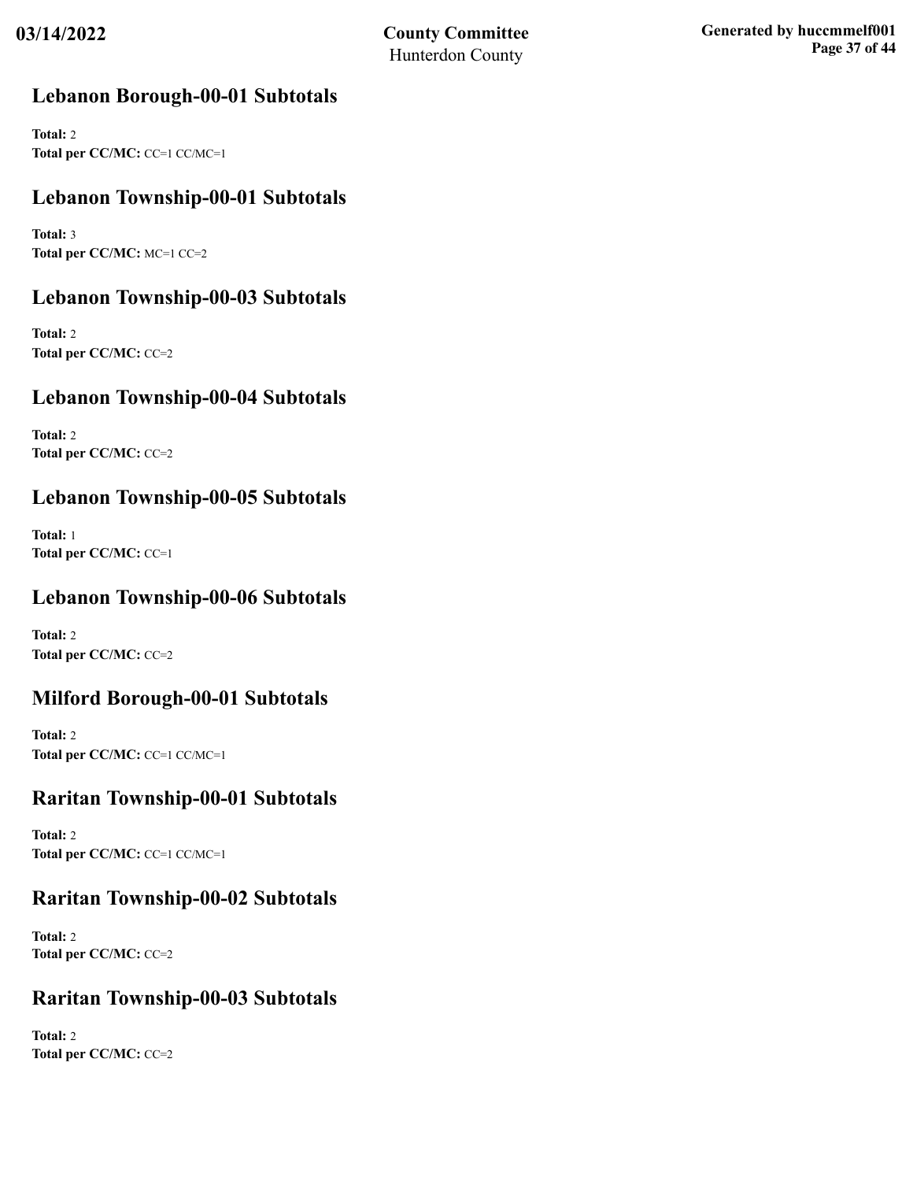## Lebanon Borough-00-01 Subtotals

**Total:** 2
**Total per CC/MC:** CC=1 CC/MC=1

## Lebanon Township-00-01 Subtotals

**Total:** 3
**Total per CC/MC:** MC=1 CC=2

## Lebanon Township-00-03 Subtotals

**Total:** 2
**Total per CC/MC:** CC=2

## Lebanon Township-00-04 Subtotals

**Total:** 2
**Total per CC/MC:** CC=2

## Lebanon Township-00-05 Subtotals

**Total:** 1
**Total per CC/MC:** CC=1

## Lebanon Township-00-06 Subtotals

**Total:** 2
**Total per CC/MC:** CC=2

## Milford Borough-00-01 Subtotals

**Total:** 2
**Total per CC/MC:** CC=1 CC/MC=1

## Raritan Township-00-01 Subtotals

**Total:** 2
**Total per CC/MC:** CC=1 CC/MC=1

## Raritan Township-00-02 Subtotals

**Total:** 2
**Total per CC/MC:** CC=2

## Raritan Township-00-03 Subtotals

**Total:** 2
**Total per CC/MC:** CC=2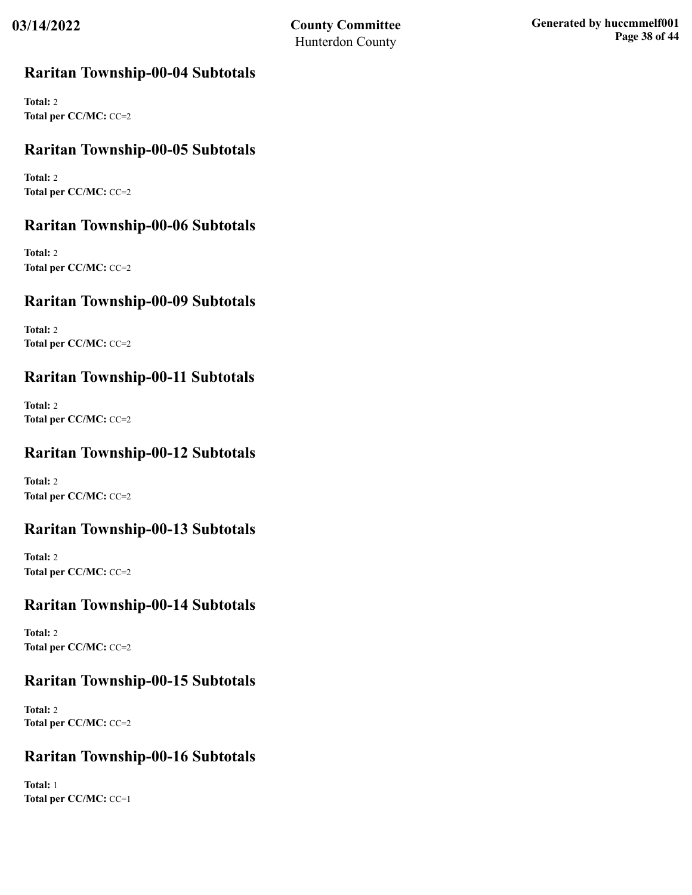## Raritan Township-00-04 Subtotals

**Total:** 2
**Total per CC/MC:** CC=2

## Raritan Township-00-05 Subtotals

**Total:** 2
**Total per CC/MC:** CC=2

## Raritan Township-00-06 Subtotals

**Total:** 2
**Total per CC/MC:** CC=2

## Raritan Township-00-09 Subtotals

**Total:** 2
**Total per CC/MC:** CC=2

## Raritan Township-00-11 Subtotals

**Total:** 2
**Total per CC/MC:** CC=2

## Raritan Township-00-12 Subtotals

**Total:** 2
**Total per CC/MC:** CC=2

## Raritan Township-00-13 Subtotals

**Total:** 2
**Total per CC/MC:** CC=2

## Raritan Township-00-14 Subtotals

**Total:** 2
**Total per CC/MC:** CC=2

## Raritan Township-00-15 Subtotals

**Total:** 2
**Total per CC/MC:** CC=2

## Raritan Township-00-16 Subtotals

**Total:** 1
**Total per CC/MC:** CC=1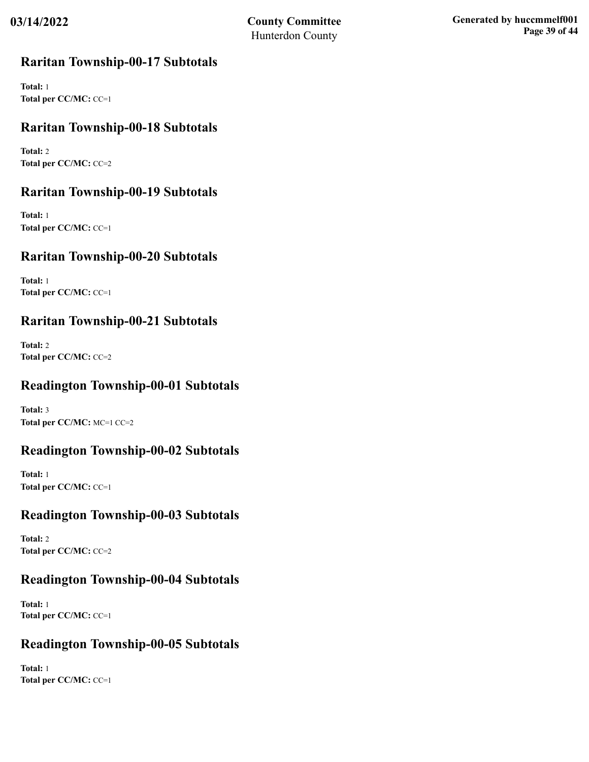## Raritan Township-00-17 Subtotals

**Total:** 1
**Total per CC/MC:** CC=1

## Raritan Township-00-18 Subtotals

**Total:** 2
**Total per CC/MC:** CC=2

## Raritan Township-00-19 Subtotals

**Total:** 1
**Total per CC/MC:** CC=1

## Raritan Township-00-20 Subtotals

**Total:** 1
**Total per CC/MC:** CC=1

## Raritan Township-00-21 Subtotals

**Total:** 2
**Total per CC/MC:** CC=2

## Readington Township-00-01 Subtotals

**Total:** 3
**Total per CC/MC:** MC=1 CC=2

## Readington Township-00-02 Subtotals

**Total:** 1
**Total per CC/MC:** CC=1

## Readington Township-00-03 Subtotals

**Total:** 2
**Total per CC/MC:** CC=2

## Readington Township-00-04 Subtotals

**Total:** 1
**Total per CC/MC:** CC=1

## Readington Township-00-05 Subtotals

**Total:** 1
**Total per CC/MC:** CC=1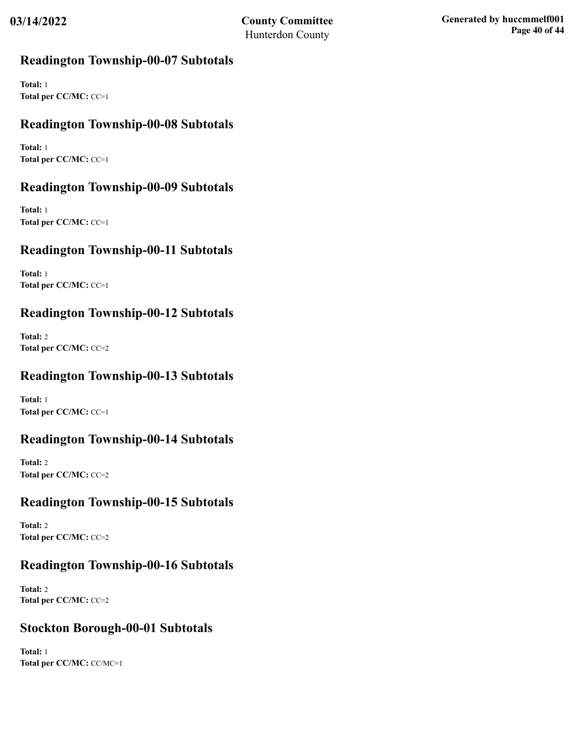## Readington Township-00-07 Subtotals

**Total:** 1
**Total per CC/MC:** CC=1

## Readington Township-00-08 Subtotals

**Total:** 1
**Total per CC/MC:** CC=1

## Readington Township-00-09 Subtotals

**Total:** 1
**Total per CC/MC:** CC=1

## Readington Township-00-11 Subtotals

**Total:** 1
**Total per CC/MC:** CC=1

## Readington Township-00-12 Subtotals

**Total:** 2
**Total per CC/MC:** CC=2

## Readington Township-00-13 Subtotals

**Total:** 1
**Total per CC/MC:** CC=1

## Readington Township-00-14 Subtotals

**Total:** 2
**Total per CC/MC:** CC=2

## Readington Township-00-15 Subtotals

**Total:** 2
**Total per CC/MC:** CC=2

## Readington Township-00-16 Subtotals

**Total:** 2
**Total per CC/MC:** CC=2

## Stockton Borough-00-01 Subtotals

**Total:** 1
**Total per CC/MC:** CC/MC=1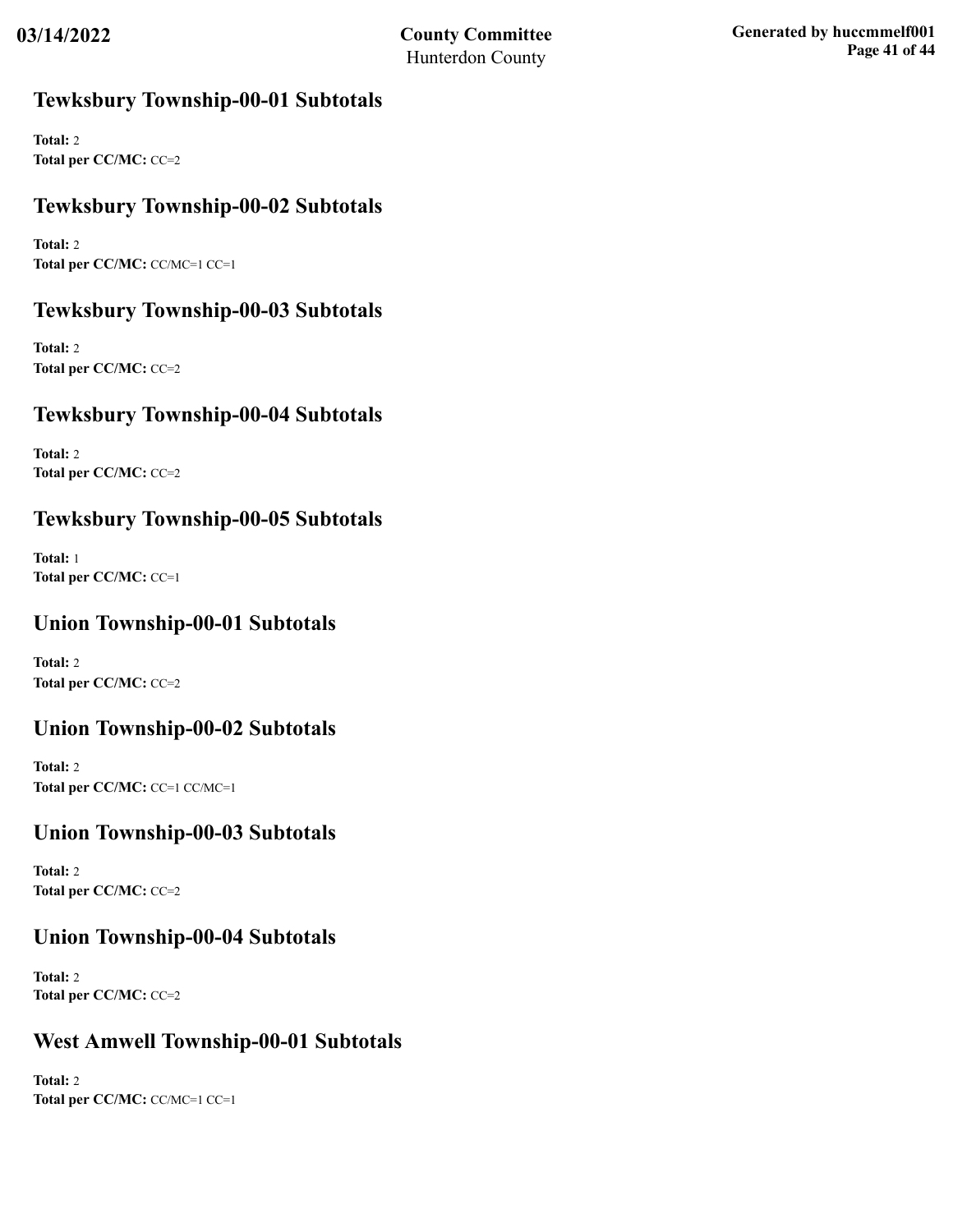## Tewksbury Township-00-01 Subtotals

**Total:** 2
**Total per CC/MC:** CC=2

## Tewksbury Township-00-02 Subtotals

**Total:** 2
**Total per CC/MC:** CC/MC=1 CC=1

## Tewksbury Township-00-03 Subtotals

**Total:** 2
**Total per CC/MC:** CC=2

## Tewksbury Township-00-04 Subtotals

**Total:** 2
**Total per CC/MC:** CC=2

## Tewksbury Township-00-05 Subtotals

**Total:** 1
**Total per CC/MC:** CC=1

## Union Township-00-01 Subtotals

**Total:** 2
**Total per CC/MC:** CC=2

## Union Township-00-02 Subtotals

**Total:** 2
**Total per CC/MC:** CC=1 CC/MC=1

## Union Township-00-03 Subtotals

**Total:** 2
**Total per CC/MC:** CC=2

## Union Township-00-04 Subtotals

**Total:** 2
**Total per CC/MC:** CC=2

## West Amwell Township-00-01 Subtotals

**Total:** 2
**Total per CC/MC:** CC/MC=1 CC=1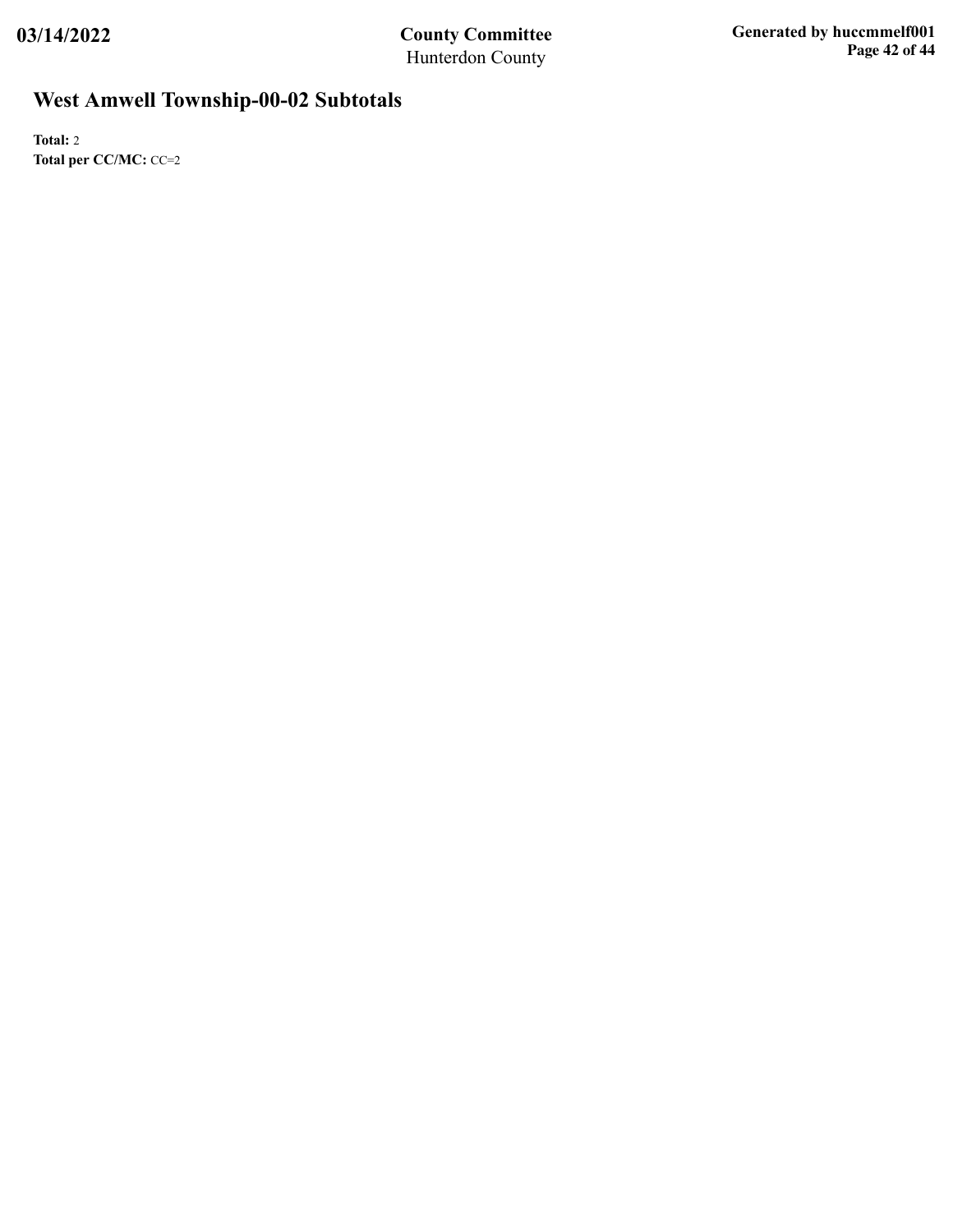# West Amwell Township-00-02 Subtotals

**Total:** 2

**Total per CC/MC:** CC=2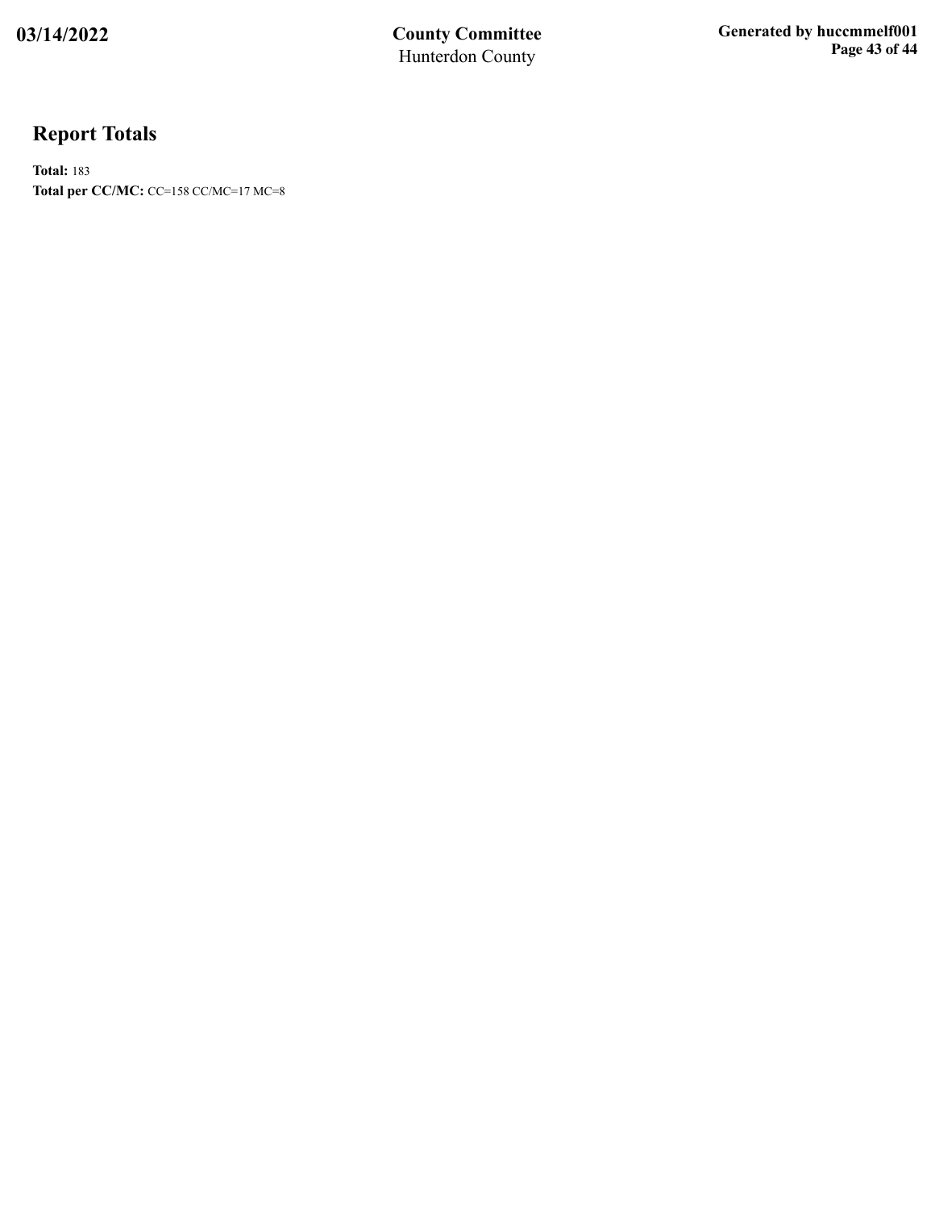## Report Totals

**Total:** 183

**Total per CC/MC:** CC=158 CC/MC=17 MC=8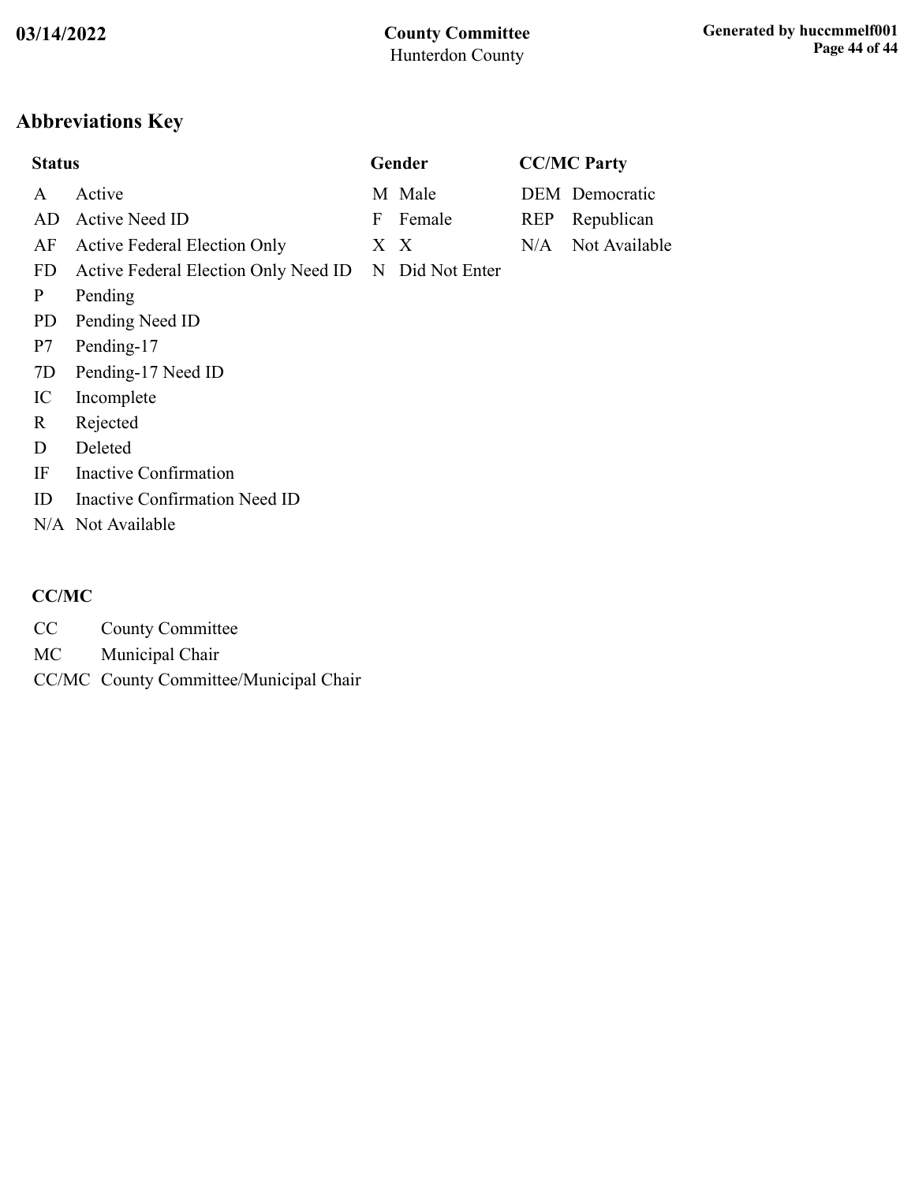## Abbreviations Key

### Status

| | |
|---|---|
| A | Active |
| AD | Active Need ID |
| AF | Active Federal Election Only |
| FD | Active Federal Election Only Need ID |
| P | Pending |
| PD | Pending Need ID |
| P7 | Pending-17 |
| 7D | Pending-17 Need ID |
| IC | Incomplete |
| R | Rejected |
| D | Deleted |
| IF | Inactive Confirmation |
| ID | Inactive Confirmation Need ID |
| N/A | Not Available |

### Gender

| | |
|---|---|
| M | Male |
| F | Female |
| X | X |
| N | Did Not Enter |

### CC/MC Party

| | |
|---|---|
| DEM | Democratic |
| REP | Republican |
| N/A | Not Available |

### CC/MC

| | |
|---|---|
| CC | County Committee |
| MC | Municipal Chair |
| CC/MC | County Committee/Municipal Chair |